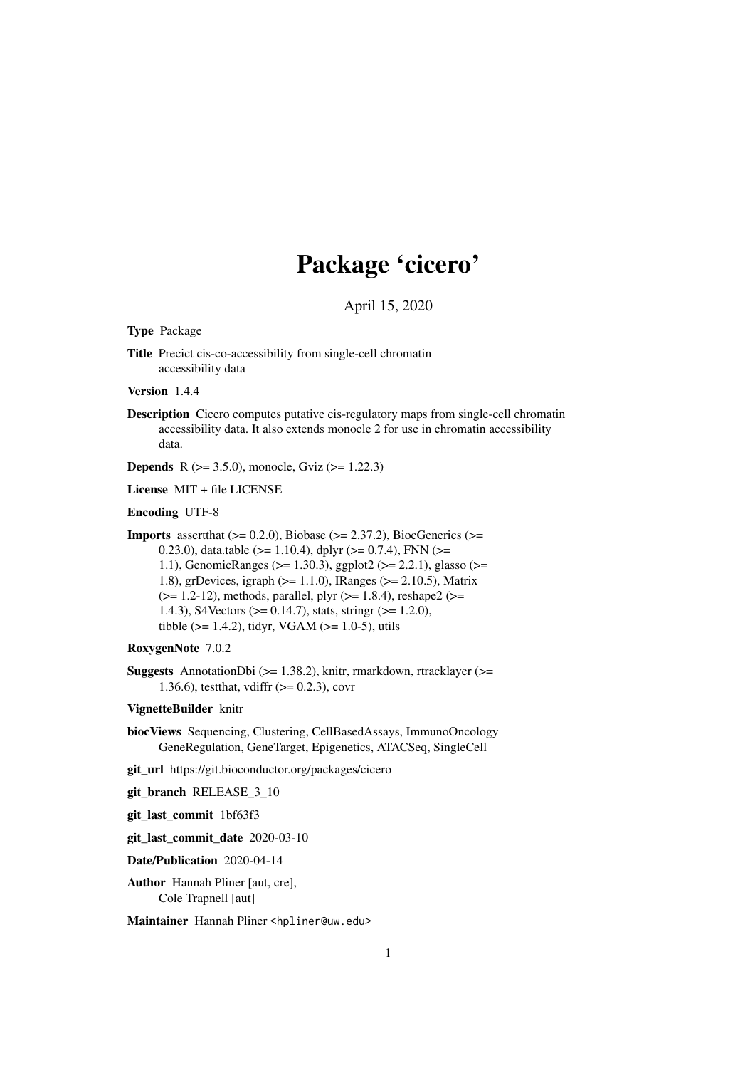# Package 'cicero'

April 15, 2020

**Type** Package

**Title** Precict cis-co-accessibility from single-cell chromatin accessibility data

**Version** 1.4.4

**Description** Cicero computes putative cis-regulatory maps from single-cell chromatin accessibility data. It also extends monocle 2 for use in chromatin accessibility data.

**Depends** R (>= 3.5.0), monocle, Gviz (>= 1.22.3)

**License** MIT + file LICENSE

**Encoding** UTF-8

**Imports** assertthat (>= 0.2.0), Biobase (>= 2.37.2), BiocGenerics (>= 0.23.0), data.table (>= 1.10.4), dplyr (>= 0.7.4), FNN (>= 1.1), GenomicRanges (>= 1.30.3), ggplot2 (>= 2.2.1), glasso (>= 1.8), grDevices, igraph (>= 1.1.0), IRanges (>= 2.10.5), Matrix (>= 1.2-12), methods, parallel, plyr (>= 1.8.4), reshape2 (>= 1.4.3), S4Vectors (>= 0.14.7), stats, stringr (>= 1.2.0), tibble (>= 1.4.2), tidyr, VGAM (>= 1.0-5), utils

**RoxygenNote** 7.0.2

**Suggests** AnnotationDbi (>= 1.38.2), knitr, rmarkdown, rtracklayer (>= 1.36.6), testthat, vdiffr (>= 0.2.3), covr

**VignetteBuilder** knitr

**biocViews** Sequencing, Clustering, CellBasedAssays, ImmunoOncology GeneRegulation, GeneTarget, Epigenetics, ATACSeq, SingleCell

**git_url** https://git.bioconductor.org/packages/cicero

**git_branch** RELEASE_3_10

**git_last_commit** 1bf63f3

**git_last_commit_date** 2020-03-10

**Date/Publication** 2020-04-14

**Author** Hannah Pliner [aut, cre], Cole Trapnell [aut]

**Maintainer** Hannah Pliner <hpliner@uw.edu>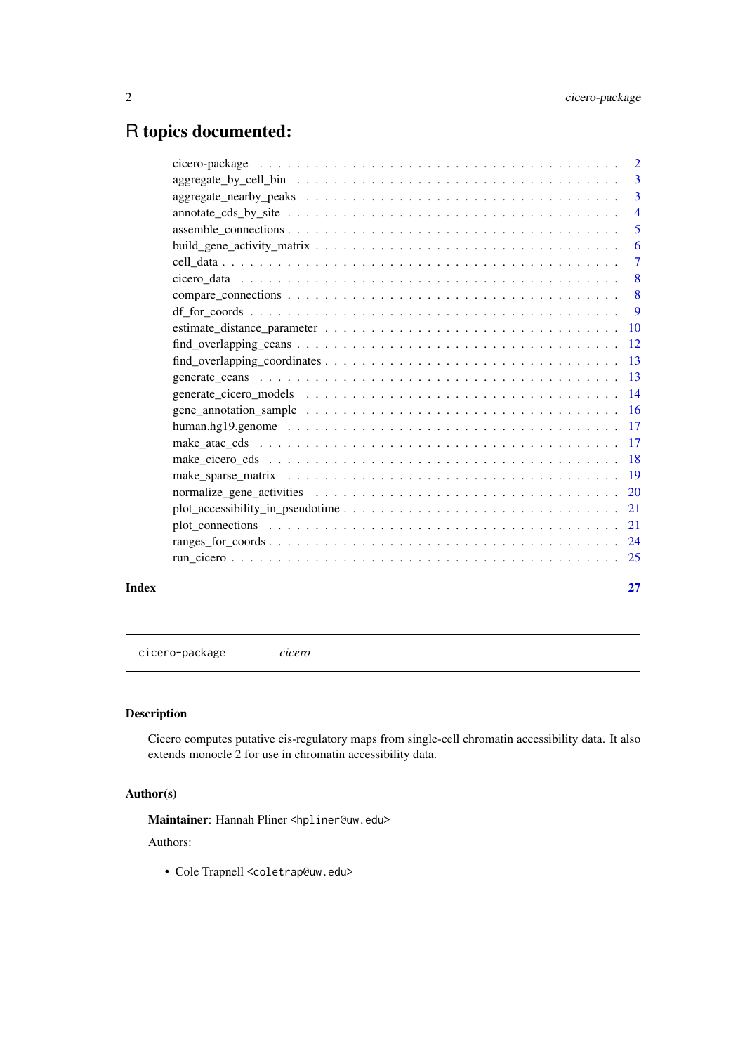# R topics documented:

| | |
|---|---|
| cicero-package | 2 |
| aggregate_by_cell_bin | 3 |
| aggregate_nearby_peaks | 3 |
| annotate_cds_by_site | 4 |
| assemble_connections | 5 |
| build_gene_activity_matrix | 6 |
| cell_data | 7 |
| cicero_data | 8 |
| compare_connections | 8 |
| df_for_coords | 9 |
| estimate_distance_parameter | 10 |
| find_overlapping_ccans | 12 |
| find_overlapping_coordinates | 13 |
| generate_ccans | 13 |
| generate_cicero_models | 14 |
| gene_annotation_sample | 16 |
| human.hg19.genome | 17 |
| make_atac_cds | 17 |
| make_cicero_cds | 18 |
| make_sparse_matrix | 19 |
| normalize_gene_activities | 20 |
| plot_accessibility_in_pseudotime | 21 |
| plot_connections | 21 |
| ranges_for_coords | 24 |
| run_cicero | 25 |

**Index** 27

---

`cicero-package` *cicero*

---

### Description

Cicero computes putative cis-regulatory maps from single-cell chromatin accessibility data. It also extends monocle 2 for use in chromatin accessibility data.

### Author(s)

**Maintainer**: Hannah Pliner <hpliner@uw.edu>

Authors:

- Cole Trapnell <coletrap@uw.edu>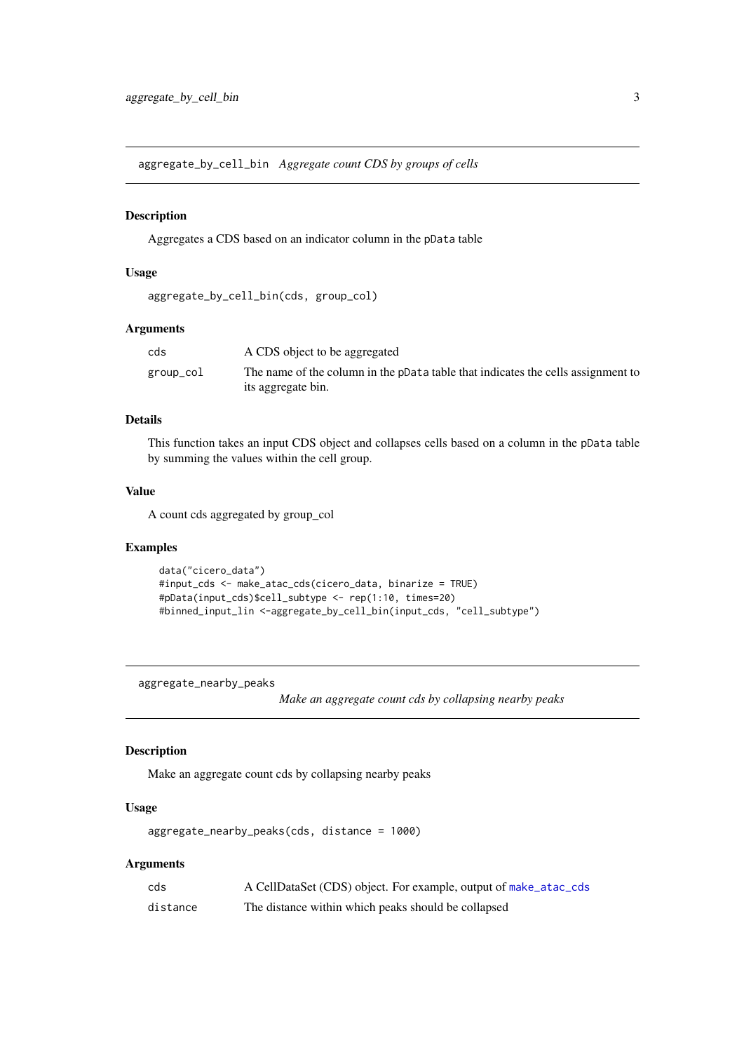## aggregate_by_cell_bin *Aggregate count CDS by groups of cells*

### Description

Aggregates a CDS based on an indicator column in the pData table

### Usage

```
aggregate_by_cell_bin(cds, group_col)
```

### Arguments

| | |
|---|---|
| cds | A CDS object to be aggregated |
| group_col | The name of the column in the pData table that indicates the cells assignment to its aggregate bin. |

### Details

This function takes an input CDS object and collapses cells based on a column in the pData table by summing the values within the cell group.

### Value

A count cds aggregated by group_col

### Examples

```
data("cicero_data")
#input_cds <- make_atac_cds(cicero_data, binarize = TRUE)
#pData(input_cds)$cell_subtype <- rep(1:10, times=20)
#binned_input_lin <-aggregate_by_cell_bin(input_cds, "cell_subtype")
```

## aggregate_nearby_peaks *Make an aggregate count cds by collapsing nearby peaks*

### Description

Make an aggregate count cds by collapsing nearby peaks

### Usage

```
aggregate_nearby_peaks(cds, distance = 1000)
```

### Arguments

| | |
|---|---|
| cds | A CellDataSet (CDS) object. For example, output of make_atac_cds |
| distance | The distance within which peaks should be collapsed |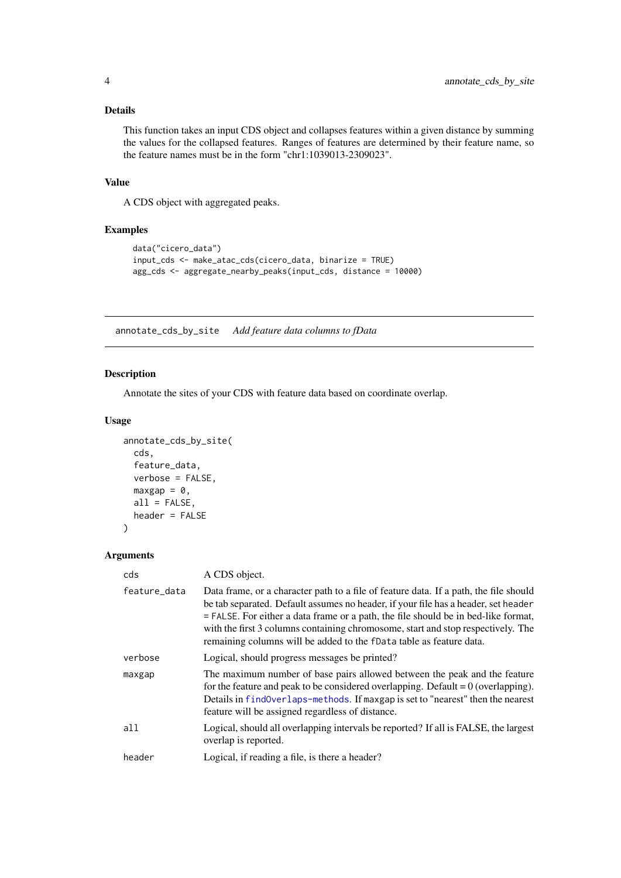### Details

This function takes an input CDS object and collapses features within a given distance by summing the values for the collapsed features. Ranges of features are determined by their feature name, so the feature names must be in the form "chr1:1039013-2309023".

### Value

A CDS object with aggregated peaks.

### Examples

```
data("cicero_data")
input_cds <- make_atac_cds(cicero_data, binarize = TRUE)
agg_cds <- aggregate_nearby_peaks(input_cds, distance = 10000)
```

---

## annotate_cds_by_site    *Add feature data columns to fData*

---

### Description

Annotate the sites of your CDS with feature data based on coordinate overlap.

### Usage

```
annotate_cds_by_site(
  cds,
  feature_data,
  verbose = FALSE,
  maxgap = 0,
  all = FALSE,
  header = FALSE
)
```

### Arguments

| | |
|---|---|
| `cds` | A CDS object. |
| `feature_data` | Data frame, or a character path to a file of feature data. If a path, the file should be tab separated. Default assumes no header, if your file has a header, set `header = FALSE`. For either a data frame or a path, the file should be in bed-like format, with the first 3 columns containing chromosome, start and stop respectively. The remaining columns will be added to the `fData` table as feature data. |
| `verbose` | Logical, should progress messages be printed? |
| `maxgap` | The maximum number of base pairs allowed between the peak and the feature for the feature and peak to be considered overlapping. Default = 0 (overlapping). Details in `findOverlaps-methods`. If `maxgap` is set to "nearest" then the nearest feature will be assigned regardless of distance. |
| `all` | Logical, should all overlapping intervals be reported? If all is FALSE, the largest overlap is reported. |
| `header` | Logical, if reading a file, is there a header? |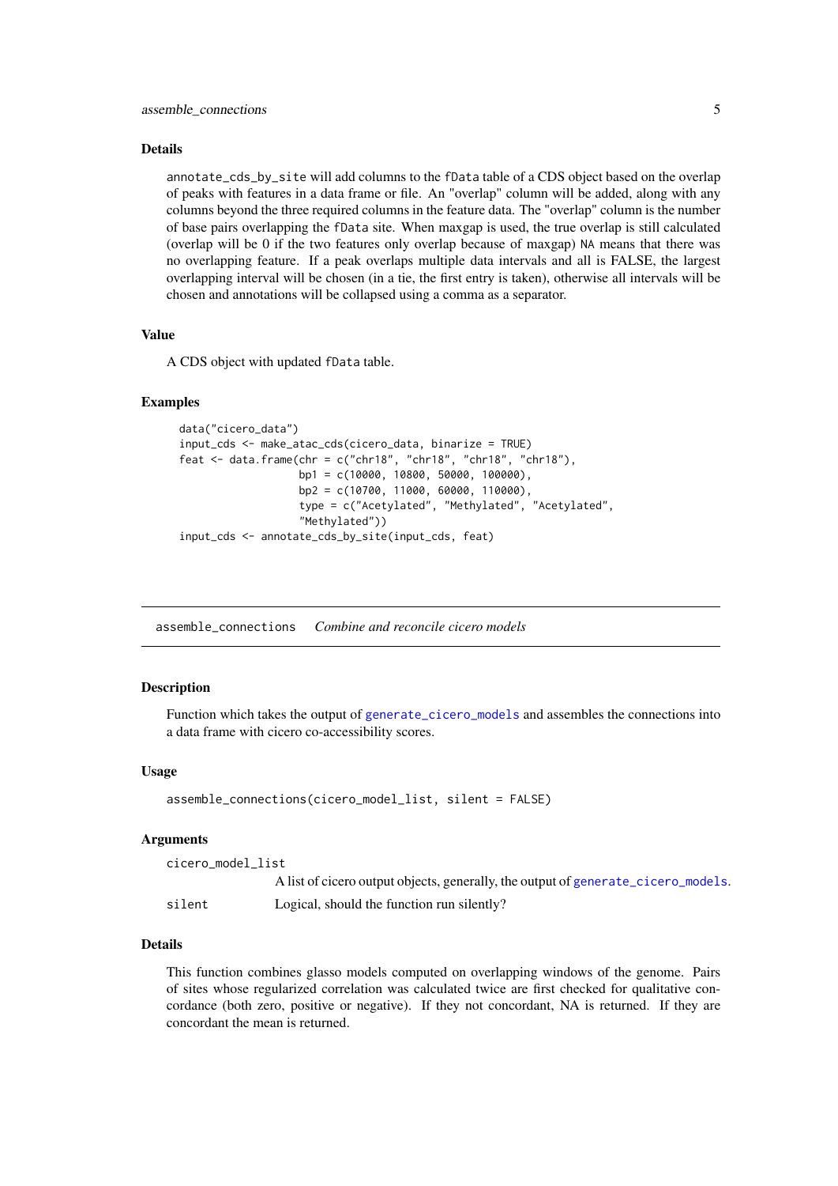### Details

annotate_cds_by_site will add columns to the fData table of a CDS object based on the overlap of peaks with features in a data frame or file. An "overlap" column will be added, along with any columns beyond the three required columns in the feature data. The "overlap" column is the number of base pairs overlapping the fData site. When maxgap is used, the true overlap is still calculated (overlap will be 0 if the two features only overlap because of maxgap) NA means that there was no overlapping feature. If a peak overlaps multiple data intervals and all is FALSE, the largest overlapping interval will be chosen (in a tie, the first entry is taken), otherwise all intervals will be chosen and annotations will be collapsed using a comma as a separator.

### Value

A CDS object with updated fData table.

### Examples

```
data("cicero_data")
input_cds <- make_atac_cds(cicero_data, binarize = TRUE)
feat <- data.frame(chr = c("chr18", "chr18", "chr18", "chr18"),
                   bp1 = c(10000, 10800, 50000, 100000),
                   bp2 = c(10700, 11000, 60000, 110000),
                   type = c("Acetylated", "Methylated", "Acetylated",
                   "Methylated"))
input_cds <- annotate_cds_by_site(input_cds, feat)
```

---

## assemble_connections    *Combine and reconcile cicero models*

### Description

Function which takes the output of generate_cicero_models and assembles the connections into a data frame with cicero co-accessibility scores.

### Usage

```
assemble_connections(cicero_model_list, silent = FALSE)
```

### Arguments

| | |
|---|---|
| cicero_model_list | A list of cicero output objects, generally, the output of generate_cicero_models. |
| silent | Logical, should the function run silently? |

### Details

This function combines glasso models computed on overlapping windows of the genome. Pairs of sites whose regularized correlation was calculated twice are first checked for qualitative concordance (both zero, positive or negative). If they not concordant, NA is returned. If they are concordant the mean is returned.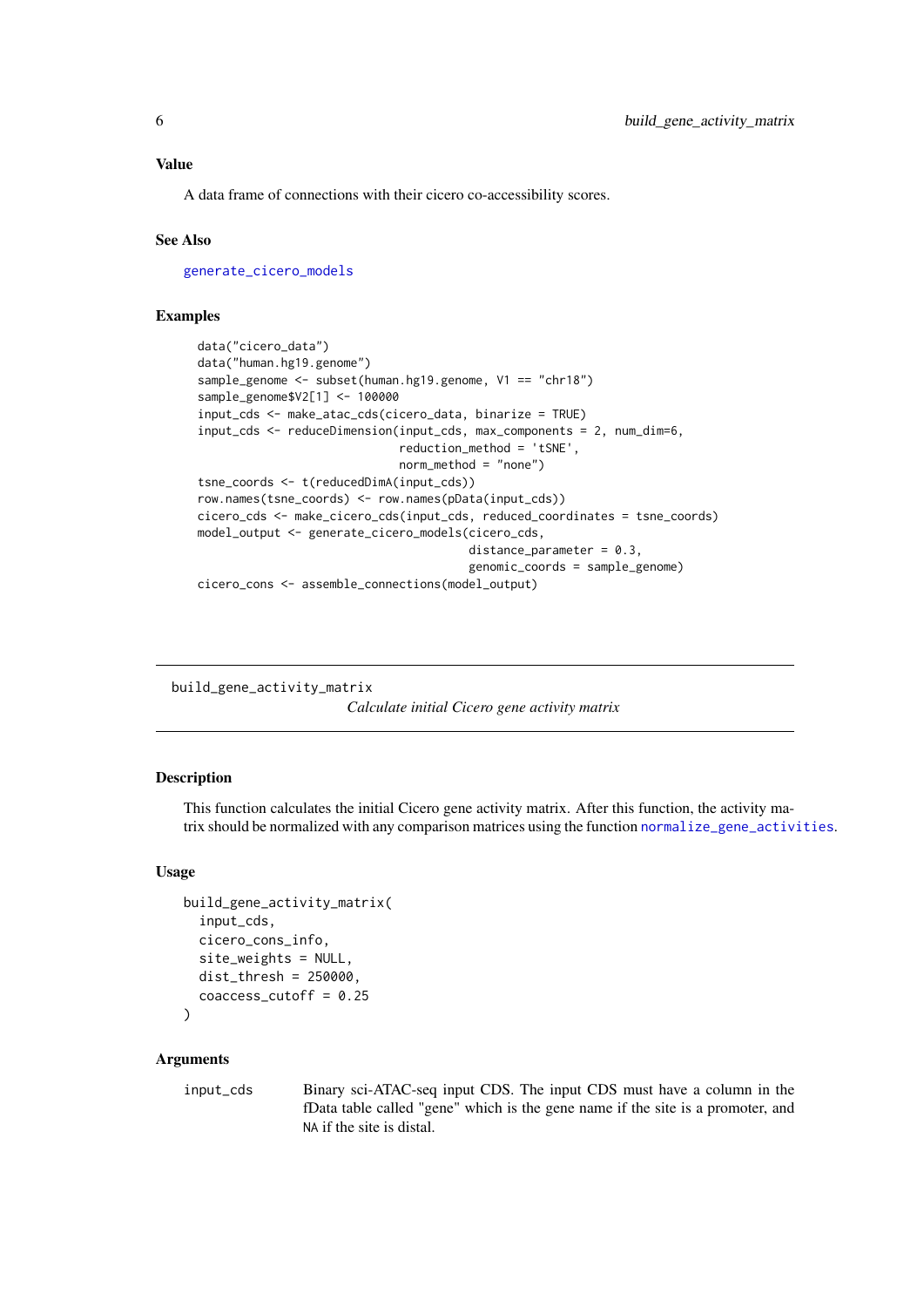### Value

A data frame of connections with their cicero co-accessibility scores.

### See Also

generate_cicero_models

### Examples

```
data("cicero_data")
data("human.hg19.genome")
sample_genome <- subset(human.hg19.genome, V1 == "chr18")
sample_genome$V2[1] <- 100000
input_cds <- make_atac_cds(cicero_data, binarize = TRUE)
input_cds <- reduceDimension(input_cds, max_components = 2, num_dim=6,
                             reduction_method = 'tSNE',
                             norm_method = "none")
tsne_coords <- t(reducedDimA(input_cds))
row.names(tsne_coords) <- row.names(pData(input_cds))
cicero_cds <- make_cicero_cds(input_cds, reduced_coordinates = tsne_coords)
model_output <- generate_cicero_models(cicero_cds,
                                       distance_parameter = 0.3,
                                       genomic_coords = sample_genome)
cicero_cons <- assemble_connections(model_output)
```

---

## build_gene_activity_matrix

*Calculate initial Cicero gene activity matrix*

---

### Description

This function calculates the initial Cicero gene activity matrix. After this function, the activity matrix should be normalized with any comparison matrices using the function normalize_gene_activities.

### Usage

```
build_gene_activity_matrix(
  input_cds,
  cicero_cons_info,
  site_weights = NULL,
  dist_thresh = 250000,
  coaccess_cutoff = 0.25
)
```

### Arguments

| | |
|---|---|
| input_cds | Binary sci-ATAC-seq input CDS. The input CDS must have a column in the fData table called "gene" which is the gene name if the site is a promoter, and NA if the site is distal. |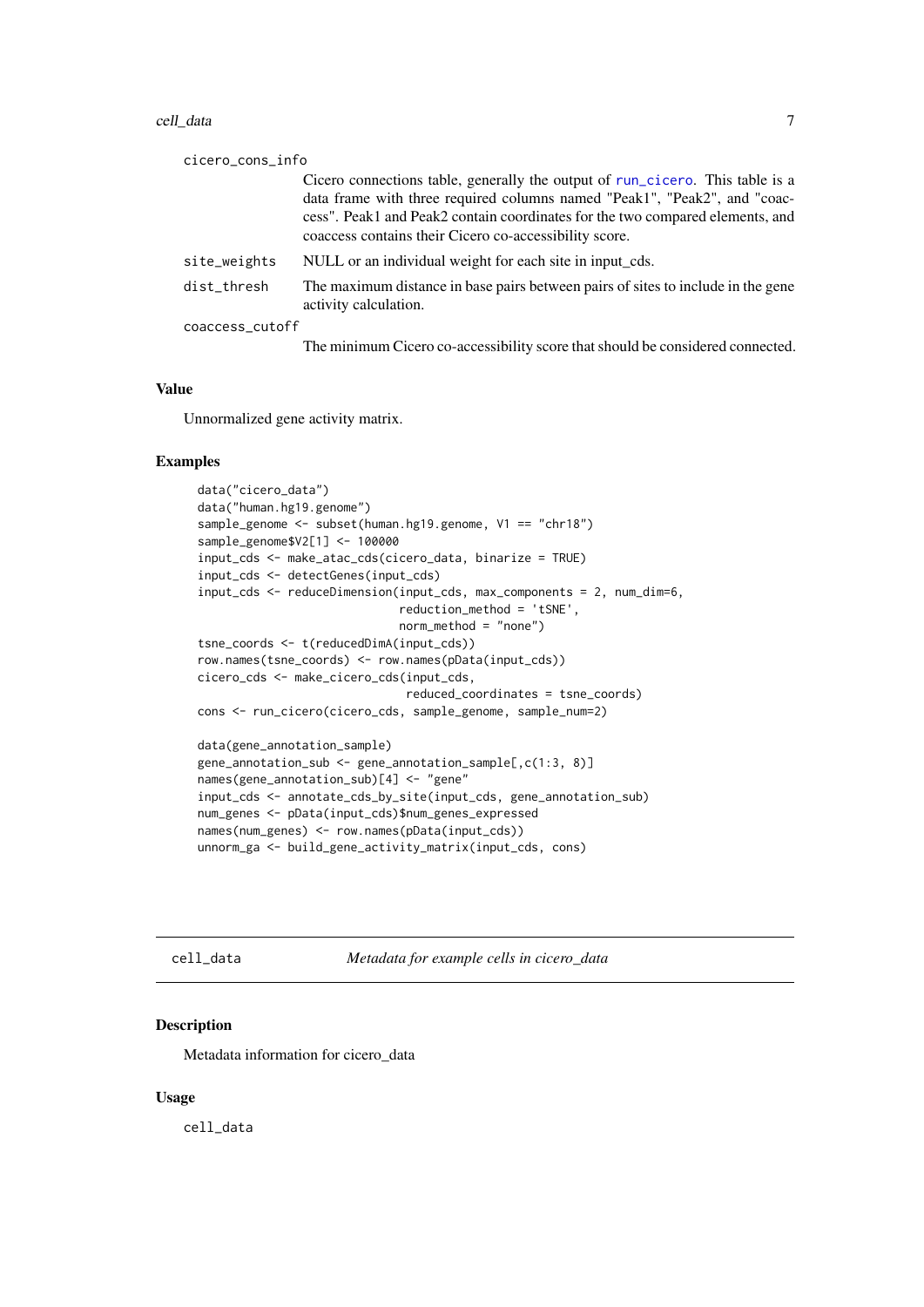cicero_cons_info
: Cicero connections table, generally the output of run_cicero. This table is a data frame with three required columns named "Peak1", "Peak2", and "coaccess". Peak1 and Peak2 contain coordinates for the two compared elements, and coaccess contains their Cicero co-accessibility score.

site_weights
: NULL or an individual weight for each site in input_cds.

dist_thresh
: The maximum distance in base pairs between pairs of sites to include in the gene activity calculation.

coaccess_cutoff
: The minimum Cicero co-accessibility score that should be considered connected.

### Value

Unnormalized gene activity matrix.

### Examples

```
data("cicero_data")
data("human.hg19.genome")
sample_genome <- subset(human.hg19.genome, V1 == "chr18")
sample_genome$V2[1] <- 100000
input_cds <- make_atac_cds(cicero_data, binarize = TRUE)
input_cds <- detectGenes(input_cds)
input_cds <- reduceDimension(input_cds, max_components = 2, num_dim=6,
                             reduction_method = 'tSNE',
                             norm_method = "none")
tsne_coords <- t(reducedDimA(input_cds))
row.names(tsne_coords) <- row.names(pData(input_cds))
cicero_cds <- make_cicero_cds(input_cds,
                              reduced_coordinates = tsne_coords)
cons <- run_cicero(cicero_cds, sample_genome, sample_num=2)

data(gene_annotation_sample)
gene_annotation_sub <- gene_annotation_sample[,c(1:3, 8)]
names(gene_annotation_sub)[4] <- "gene"
input_cds <- annotate_cds_by_site(input_cds, gene_annotation_sub)
num_genes <- pData(input_cds)$num_genes_expressed
names(num_genes) <- row.names(pData(input_cds))
unnorm_ga <- build_gene_activity_matrix(input_cds, cons)
```

---

## cell_data — *Metadata for example cells in cicero_data*

### Description

Metadata information for cicero_data

### Usage

```
cell_data
```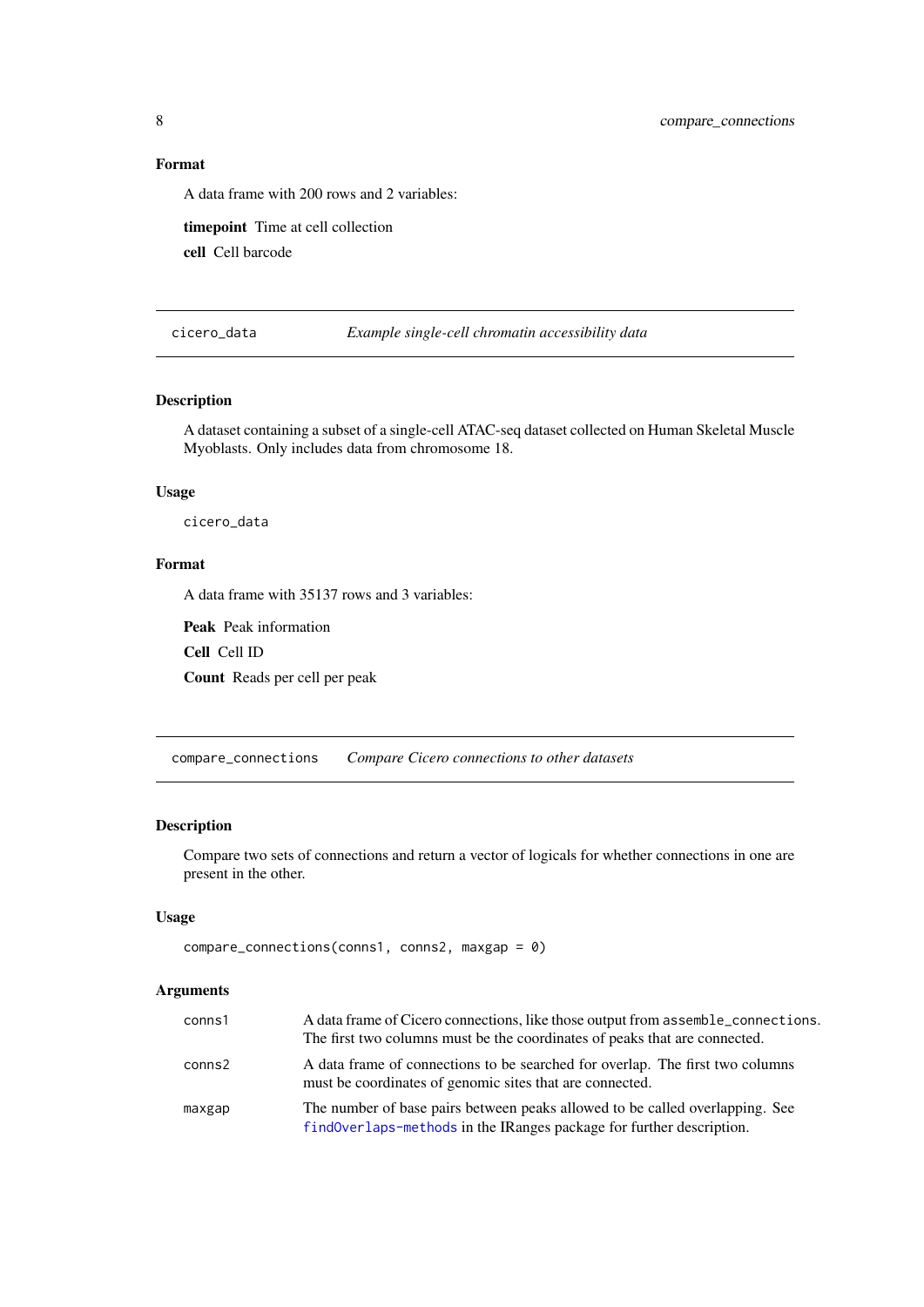### Format

A data frame with 200 rows and 2 variables:

**timepoint** Time at cell collection

**cell** Cell barcode

---

## cicero_data — *Example single-cell chromatin accessibility data*

### Description

A dataset containing a subset of a single-cell ATAC-seq dataset collected on Human Skeletal Muscle Myoblasts. Only includes data from chromosome 18.

### Usage

```
cicero_data
```

### Format

A data frame with 35137 rows and 3 variables:

**Peak** Peak information

**Cell** Cell ID

**Count** Reads per cell per peak

---

## compare_connections — *Compare Cicero connections to other datasets*

### Description

Compare two sets of connections and return a vector of logicals for whether connections in one are present in the other.

### Usage

```
compare_connections(conns1, conns2, maxgap = 0)
```

### Arguments

| | |
|---|---|
| conns1 | A data frame of Cicero connections, like those output from `assemble_connections`. The first two columns must be the coordinates of peaks that are connected. |
| conns2 | A data frame of connections to be searched for overlap. The first two columns must be coordinates of genomic sites that are connected. |
| maxgap | The number of base pairs between peaks allowed to be called overlapping. See `findOverlaps-methods` in the IRanges package for further description. |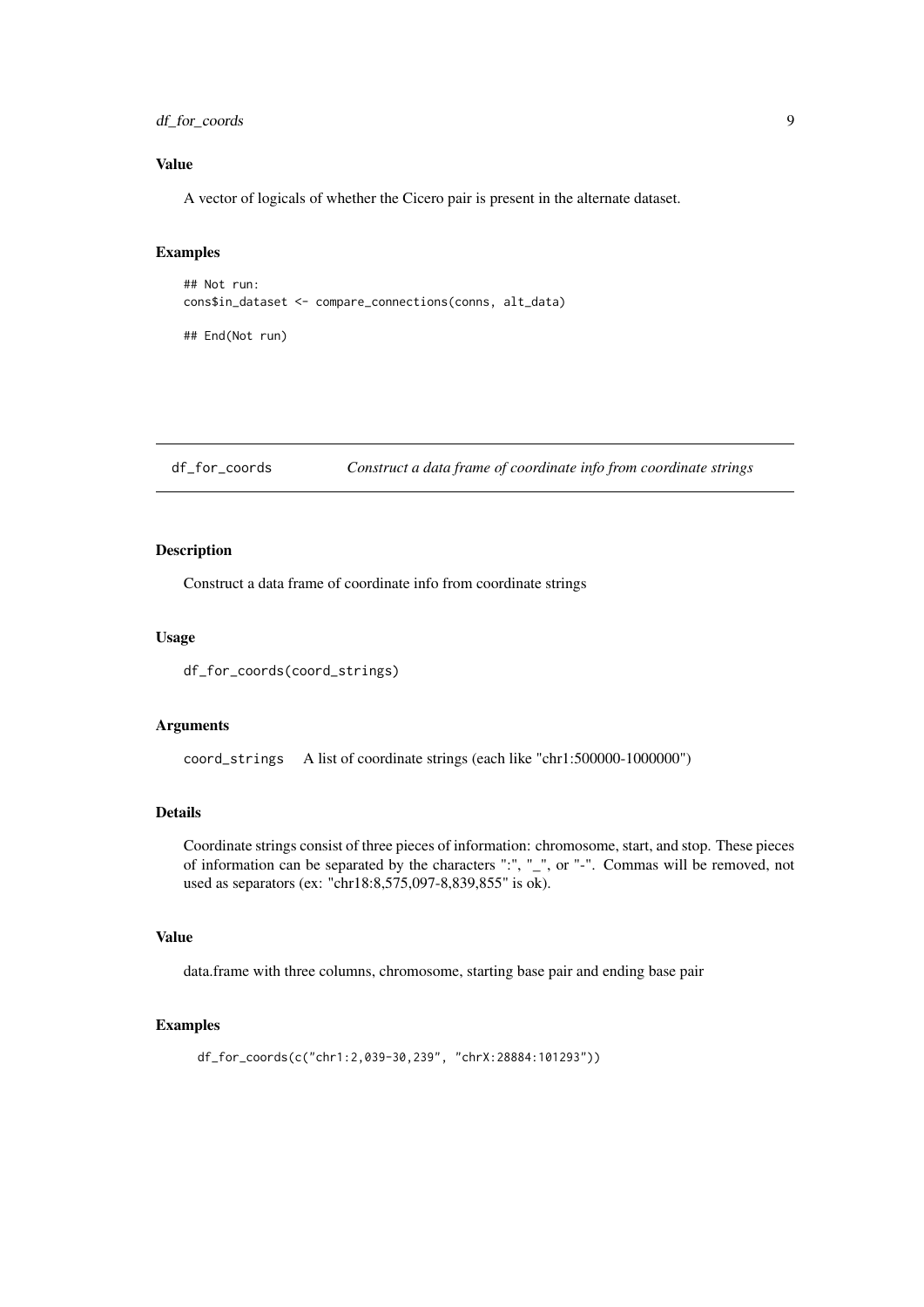## Value

A vector of logicals of whether the Cicero pair is present in the alternate dataset.

## Examples

```
## Not run:
cons$in_dataset <- compare_connections(conns, alt_data)

## End(Not run)
```

---

# df_for_coords — *Construct a data frame of coordinate info from coordinate strings*

## Description

Construct a data frame of coordinate info from coordinate strings

## Usage

```
df_for_coords(coord_strings)
```

## Arguments

`coord_strings` A list of coordinate strings (each like "chr1:500000-1000000")

## Details

Coordinate strings consist of three pieces of information: chromosome, start, and stop. These pieces of information can be separated by the characters ":", "_", or "-". Commas will be removed, not used as separators (ex: "chr18:8,575,097-8,839,855" is ok).

## Value

data.frame with three columns, chromosome, starting base pair and ending base pair

## Examples

```
df_for_coords(c("chr1:2,039-30,239", "chrX:28884:101293"))
```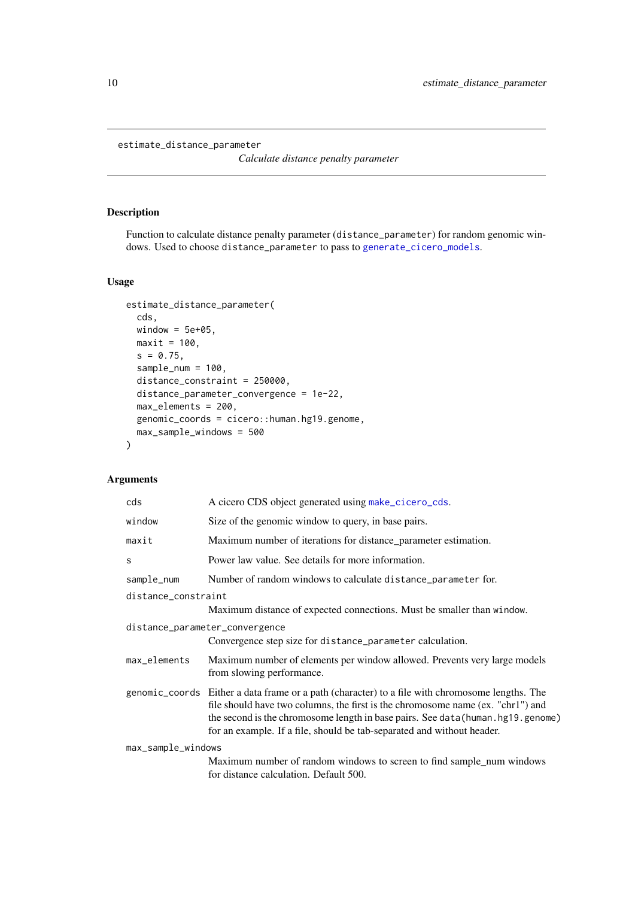`estimate_distance_parameter`

*Calculate distance penalty parameter*

## Description

Function to calculate distance penalty parameter (`distance_parameter`) for random genomic windows. Used to choose `distance_parameter` to pass to `generate_cicero_models`.

## Usage

```
estimate_distance_parameter(
  cds,
  window = 5e+05,
  maxit = 100,
  s = 0.75,
  sample_num = 100,
  distance_constraint = 250000,
  distance_parameter_convergence = 1e-22,
  max_elements = 200,
  genomic_coords = cicero::human.hg19.genome,
  max_sample_windows = 500
)
```

## Arguments

| Argument | Description |
|---|---|
| `cds` | A cicero CDS object generated using `make_cicero_cds`. |
| `window` | Size of the genomic window to query, in base pairs. |
| `maxit` | Maximum number of iterations for distance_parameter estimation. |
| `s` | Power law value. See details for more information. |
| `sample_num` | Number of random windows to calculate `distance_parameter` for. |
| `distance_constraint` | Maximum distance of expected connections. Must be smaller than `window`. |
| `distance_parameter_convergence` | Convergence step size for `distance_parameter` calculation. |
| `max_elements` | Maximum number of elements per window allowed. Prevents very large models from slowing performance. |
| `genomic_coords` | Either a data frame or a path (character) to a file with chromosome lengths. The file should have two columns, the first is the chromosome name (ex. "chr1") and the second is the chromosome length in base pairs. See `data(human.hg19.genome)` for an example. If a file, should be tab-separated and without header. |
| `max_sample_windows` | Maximum number of random windows to screen to find sample_num windows for distance calculation. Default 500. |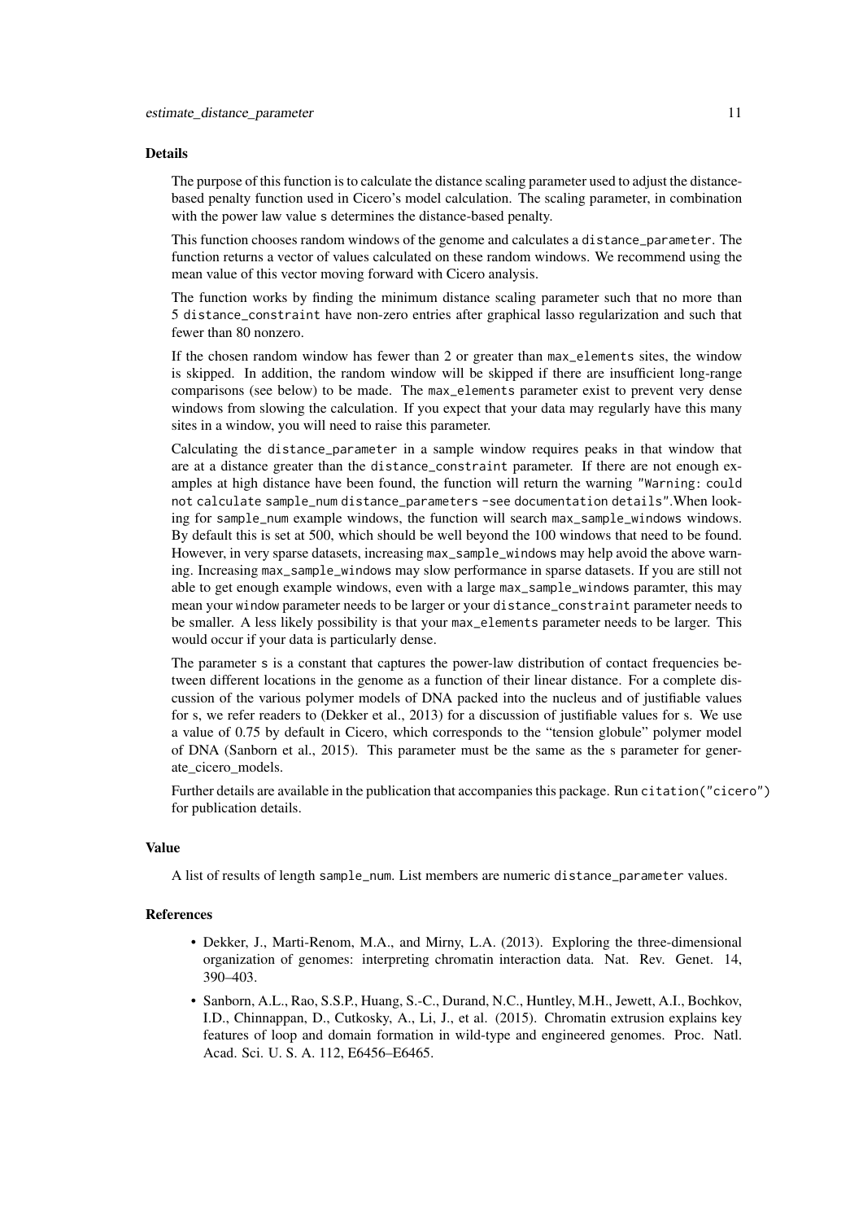### Details

The purpose of this function is to calculate the distance scaling parameter used to adjust the distance-based penalty function used in Cicero's model calculation. The scaling parameter, in combination with the power law value `s` determines the distance-based penalty.

This function chooses random windows of the genome and calculates a `distance_parameter`. The function returns a vector of values calculated on these random windows. We recommend using the mean value of this vector moving forward with Cicero analysis.

The function works by finding the minimum distance scaling parameter such that no more than 5 `distance_constraint` have non-zero entries after graphical lasso regularization and such that fewer than 80 nonzero.

If the chosen random window has fewer than 2 or greater than `max_elements` sites, the window is skipped. In addition, the random window will be skipped if there are insufficient long-range comparisons (see below) to be made. The `max_elements` parameter exist to prevent very dense windows from slowing the calculation. If you expect that your data may regularly have this many sites in a window, you will need to raise this parameter.

Calculating the `distance_parameter` in a sample window requires peaks in that window that are at a distance greater than the `distance_constraint` parameter. If there are not enough examples at high distance have been found, the function will return the warning `"Warning: could not calculate sample_num distance_parameters -see documentation details"`.When looking for `sample_num` example windows, the function will search `max_sample_windows` windows. By default this is set at 500, which should be well beyond the 100 windows that need to be found. However, in very sparse datasets, increasing `max_sample_windows` may help avoid the above warning. Increasing `max_sample_windows` may slow performance in sparse datasets. If you are still not able to get enough example windows, even with a large `max_sample_windows` paramter, this may mean your `window` parameter needs to be larger or your `distance_constraint` parameter needs to be smaller. A less likely possibility is that your `max_elements` parameter needs to be larger. This would occur if your data is particularly dense.

The parameter `s` is a constant that captures the power-law distribution of contact frequencies between different locations in the genome as a function of their linear distance. For a complete discussion of the various polymer models of DNA packed into the nucleus and of justifiable values for s, we refer readers to (Dekker et al., 2013) for a discussion of justifiable values for s. We use a value of 0.75 by default in Cicero, which corresponds to the "tension globule" polymer model of DNA (Sanborn et al., 2015). This parameter must be the same as the s parameter for generate_cicero_models.

Further details are available in the publication that accompanies this package. Run `citation("cicero")` for publication details.

### Value

A list of results of length `sample_num`. List members are numeric `distance_parameter` values.

### References

- Dekker, J., Marti-Renom, M.A., and Mirny, L.A. (2013). Exploring the three-dimensional organization of genomes: interpreting chromatin interaction data. Nat. Rev. Genet. 14, 390–403.
- Sanborn, A.L., Rao, S.S.P., Huang, S.-C., Durand, N.C., Huntley, M.H., Jewett, A.I., Bochkov, I.D., Chinnappan, D., Cutkosky, A., Li, J., et al. (2015). Chromatin extrusion explains key features of loop and domain formation in wild-type and engineered genomes. Proc. Natl. Acad. Sci. U. S. A. 112, E6456–E6465.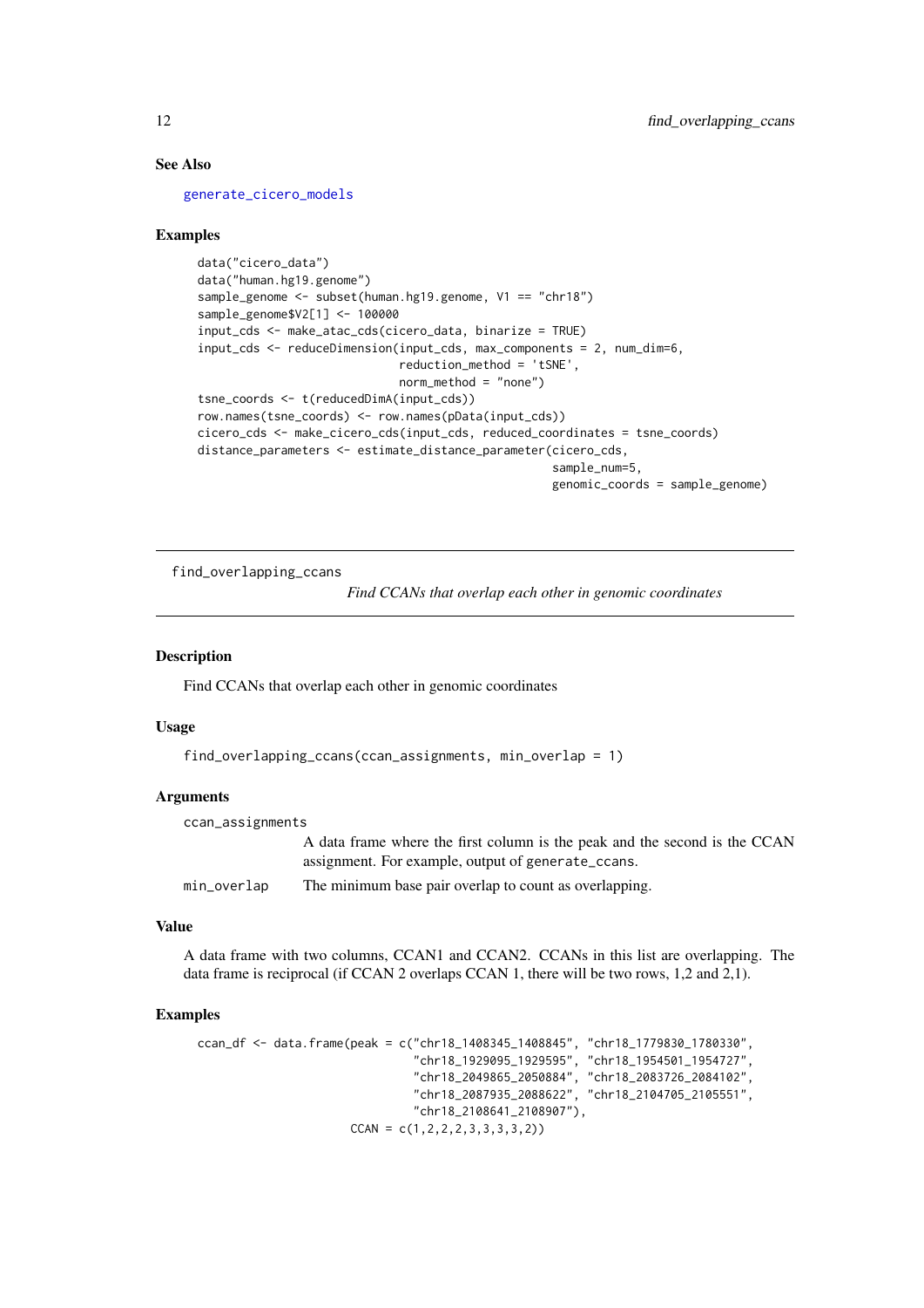### See Also

generate_cicero_models

### Examples

```
data("cicero_data")
data("human.hg19.genome")
sample_genome <- subset(human.hg19.genome, V1 == "chr18")
sample_genome$V2[1] <- 100000
input_cds <- make_atac_cds(cicero_data, binarize = TRUE)
input_cds <- reduceDimension(input_cds, max_components = 2, num_dim=6,
                             reduction_method = 'tSNE',
                             norm_method = "none")
tsne_coords <- t(reducedDimA(input_cds))
row.names(tsne_coords) <- row.names(pData(input_cds))
cicero_cds <- make_cicero_cds(input_cds, reduced_coordinates = tsne_coords)
distance_parameters <- estimate_distance_parameter(cicero_cds,
                                                   sample_num=5,
                                                   genomic_coords = sample_genome)
```

---

## find_overlapping_ccans

*Find CCANs that overlap each other in genomic coordinates*

### Description

Find CCANs that overlap each other in genomic coordinates

### Usage

```
find_overlapping_ccans(ccan_assignments, min_overlap = 1)
```

### Arguments

| | |
|---|---|
| ccan_assignments | A data frame where the first column is the peak and the second is the CCAN assignment. For example, output of generate_ccans. |
| min_overlap | The minimum base pair overlap to count as overlapping. |

### Value

A data frame with two columns, CCAN1 and CCAN2. CCANs in this list are overlapping. The data frame is reciprocal (if CCAN 2 overlaps CCAN 1, there will be two rows, 1,2 and 2,1).

### Examples

```
ccan_df <- data.frame(peak = c("chr18_1408345_1408845", "chr18_1779830_1780330",
                               "chr18_1929095_1929595", "chr18_1954501_1954727",
                               "chr18_2049865_2050884", "chr18_2083726_2084102",
                               "chr18_2087935_2088622", "chr18_2104705_2105551",
                               "chr18_2108641_2108907"),
                      CCAN = c(1,2,2,2,3,3,3,3,2))
```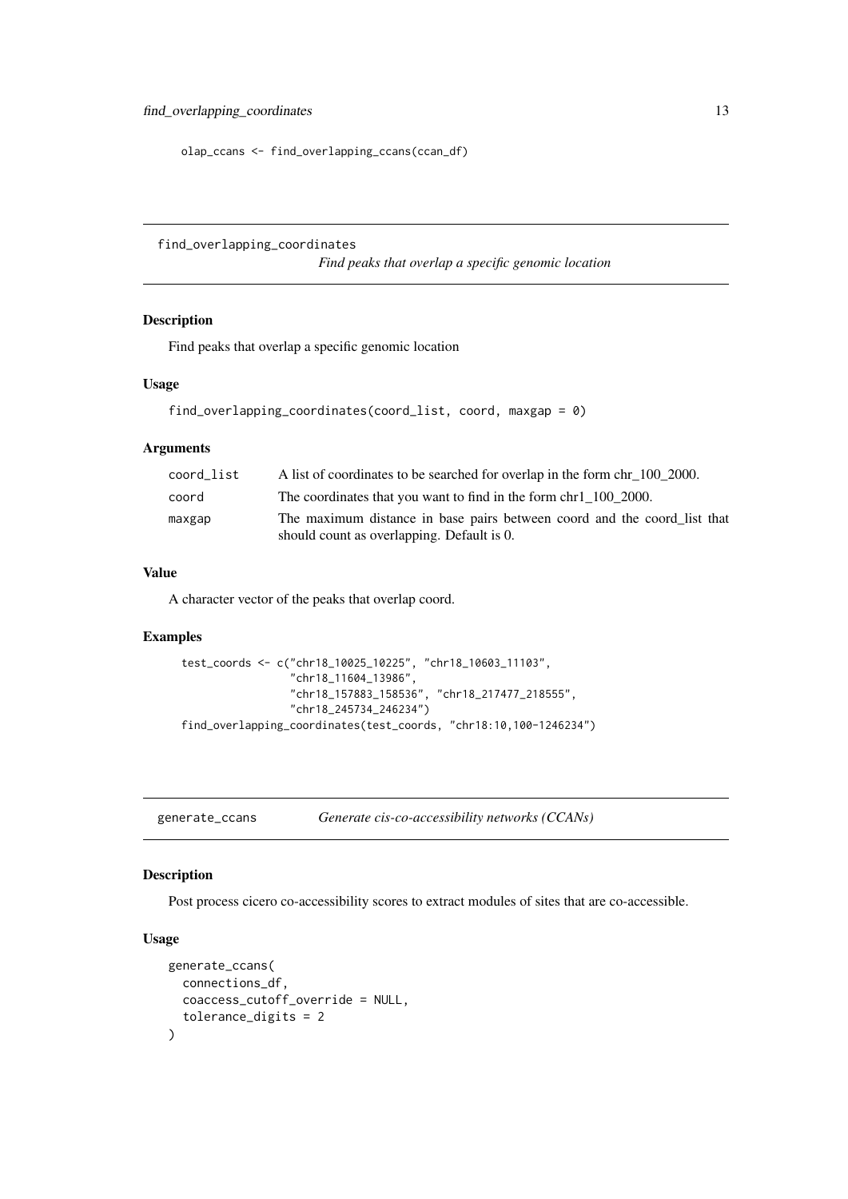```
olap_ccans <- find_overlapping_ccans(ccan_df)
```

## find_overlapping_coordinates

*Find peaks that overlap a specific genomic location*

### Description

Find peaks that overlap a specific genomic location

### Usage

```
find_overlapping_coordinates(coord_list, coord, maxgap = 0)
```

### Arguments

| | |
|---|---|
| `coord_list` | A list of coordinates to be searched for overlap in the form chr_100_2000. |
| `coord` | The coordinates that you want to find in the form chr1_100_2000. |
| `maxgap` | The maximum distance in base pairs between coord and the coord_list that should count as overlapping. Default is 0. |

### Value

A character vector of the peaks that overlap coord.

### Examples

```
test_coords <- c("chr18_10025_10225", "chr18_10603_11103",
                 "chr18_11604_13986",
                 "chr18_157883_158536", "chr18_217477_218555",
                 "chr18_245734_246234")
find_overlapping_coordinates(test_coords, "chr18:10,100-1246234")
```

## generate_ccans

*Generate cis-co-accessibility networks (CCANs)*

### Description

Post process cicero co-accessibility scores to extract modules of sites that are co-accessible.

### Usage

```
generate_ccans(
  connections_df,
  coaccess_cutoff_override = NULL,
  tolerance_digits = 2
)
```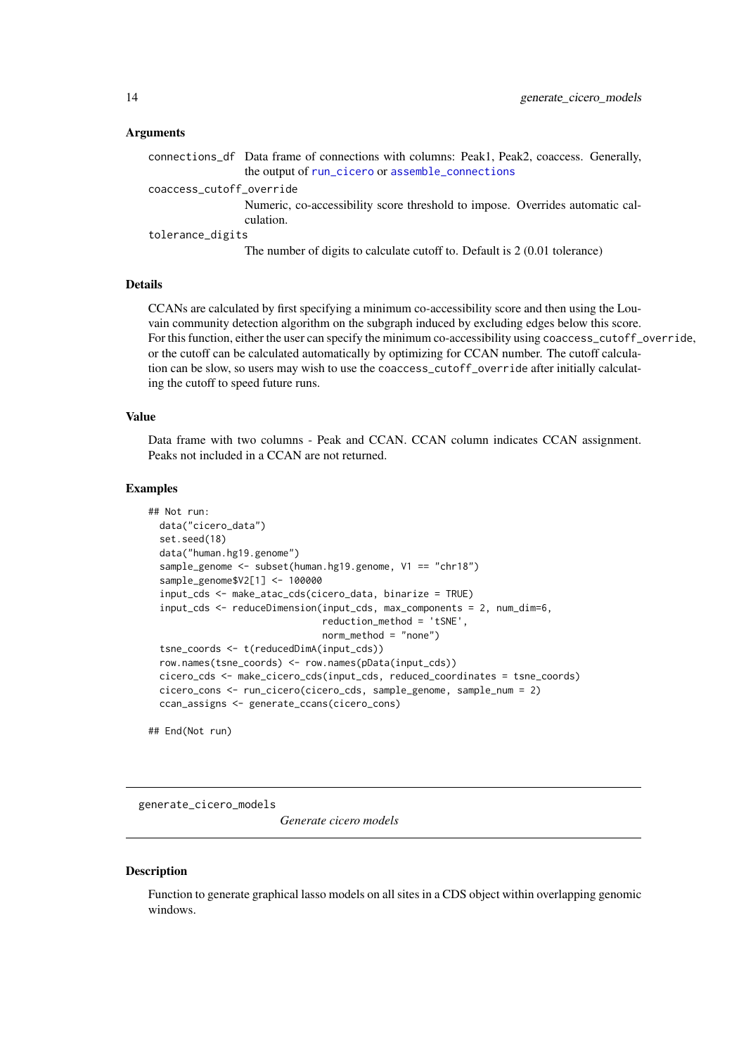### Arguments

connections_df
: Data frame of connections with columns: Peak1, Peak2, coaccess. Generally, the output of run_cicero or assemble_connections

coaccess_cutoff_override
: Numeric, co-accessibility score threshold to impose. Overrides automatic calculation.

tolerance_digits
: The number of digits to calculate cutoff to. Default is 2 (0.01 tolerance)

### Details

CCANs are calculated by first specifying a minimum co-accessibility score and then using the Louvain community detection algorithm on the subgraph induced by excluding edges below this score. For this function, either the user can specify the minimum co-accessibility using `coaccess_cutoff_override`, or the cutoff can be calculated automatically by optimizing for CCAN number. The cutoff calculation can be slow, so users may wish to use the `coaccess_cutoff_override` after initially calculating the cutoff to speed future runs.

### Value

Data frame with two columns - Peak and CCAN. CCAN column indicates CCAN assignment. Peaks not included in a CCAN are not returned.

### Examples

```
## Not run:
  data("cicero_data")
  set.seed(18)
  data("human.hg19.genome")
  sample_genome <- subset(human.hg19.genome, V1 == "chr18")
  sample_genome$V2[1] <- 100000
  input_cds <- make_atac_cds(cicero_data, binarize = TRUE)
  input_cds <- reduceDimension(input_cds, max_components = 2, num_dim=6,
                               reduction_method = 'tSNE',
                               norm_method = "none")
  tsne_coords <- t(reducedDimA(input_cds))
  row.names(tsne_coords) <- row.names(pData(input_cds))
  cicero_cds <- make_cicero_cds(input_cds, reduced_coordinates = tsne_coords)
  cicero_cons <- run_cicero(cicero_cds, sample_genome, sample_num = 2)
  ccan_assigns <- generate_ccans(cicero_cons)

## End(Not run)
```

---

## generate_cicero_models

*Generate cicero models*

### Description

Function to generate graphical lasso models on all sites in a CDS object within overlapping genomic windows.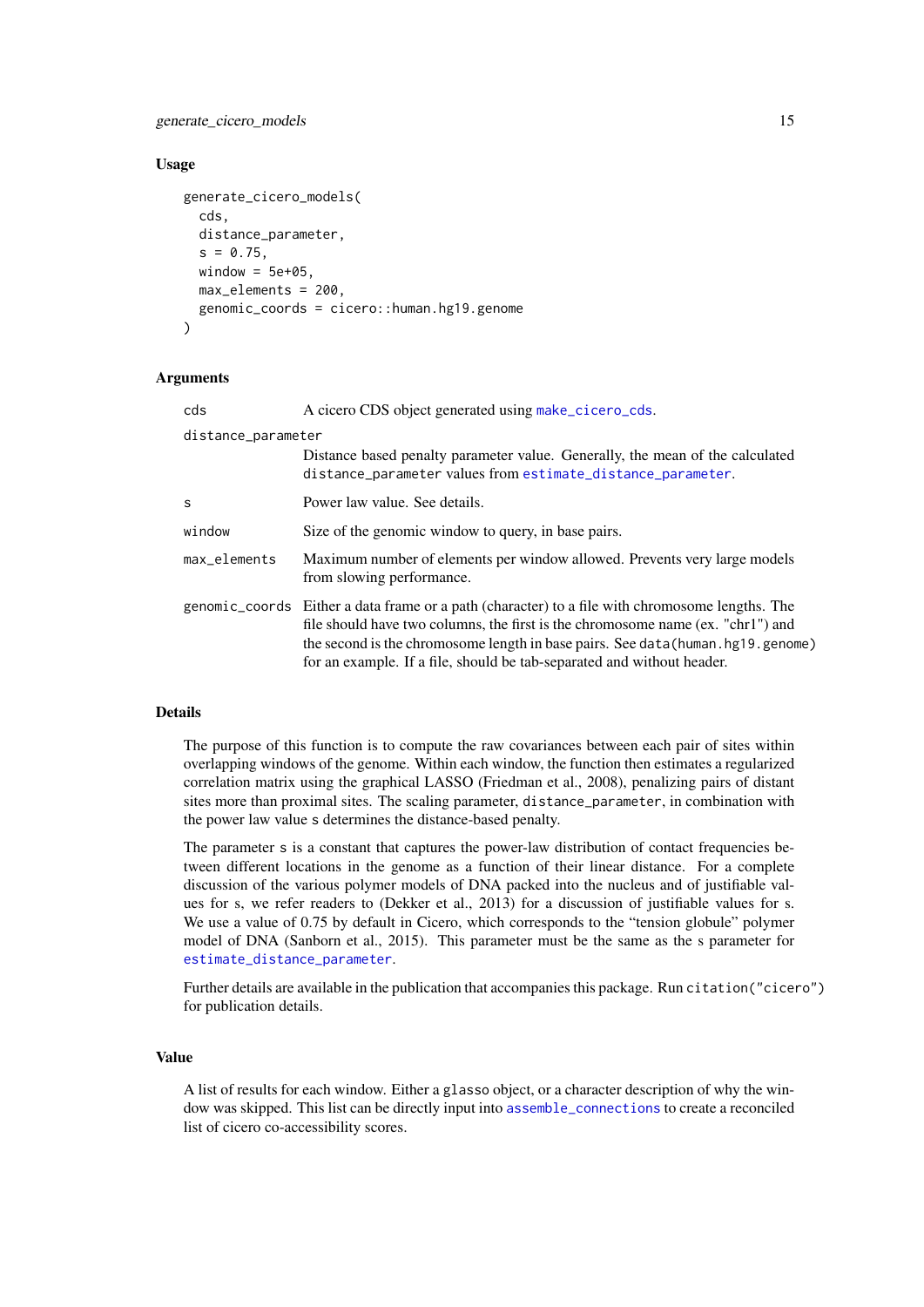### Usage

```
generate_cicero_models(
  cds,
  distance_parameter,
  s = 0.75,
  window = 5e+05,
  max_elements = 200,
  genomic_coords = cicero::human.hg19.genome
)
```

### Arguments

| | |
|---|---|
| `cds` | A cicero CDS object generated using `make_cicero_cds`. |
| `distance_parameter` | Distance based penalty parameter value. Generally, the mean of the calculated `distance_parameter` values from `estimate_distance_parameter`. |
| `s` | Power law value. See details. |
| `window` | Size of the genomic window to query, in base pairs. |
| `max_elements` | Maximum number of elements per window allowed. Prevents very large models from slowing performance. |
| `genomic_coords` | Either a data frame or a path (character) to a file with chromosome lengths. The file should have two columns, the first is the chromosome name (ex. "chr1") and the second is the chromosome length in base pairs. See `data(human.hg19.genome)` for an example. If a file, should be tab-separated and without header. |

### Details

The purpose of this function is to compute the raw covariances between each pair of sites within overlapping windows of the genome. Within each window, the function then estimates a regularized correlation matrix using the graphical LASSO (Friedman et al., 2008), penalizing pairs of distant sites more than proximal sites. The scaling parameter, `distance_parameter`, in combination with the power law value `s` determines the distance-based penalty.

The parameter `s` is a constant that captures the power-law distribution of contact frequencies between different locations in the genome as a function of their linear distance. For a complete discussion of the various polymer models of DNA packed into the nucleus and of justifiable values for s, we refer readers to (Dekker et al., 2013) for a discussion of justifiable values for s. We use a value of 0.75 by default in Cicero, which corresponds to the "tension globule" polymer model of DNA (Sanborn et al., 2015). This parameter must be the same as the s parameter for `estimate_distance_parameter`.

Further details are available in the publication that accompanies this package. Run `citation("cicero")` for publication details.

### Value

A list of results for each window. Either a `glasso` object, or a character description of why the window was skipped. This list can be directly input into `assemble_connections` to create a reconciled list of cicero co-accessibility scores.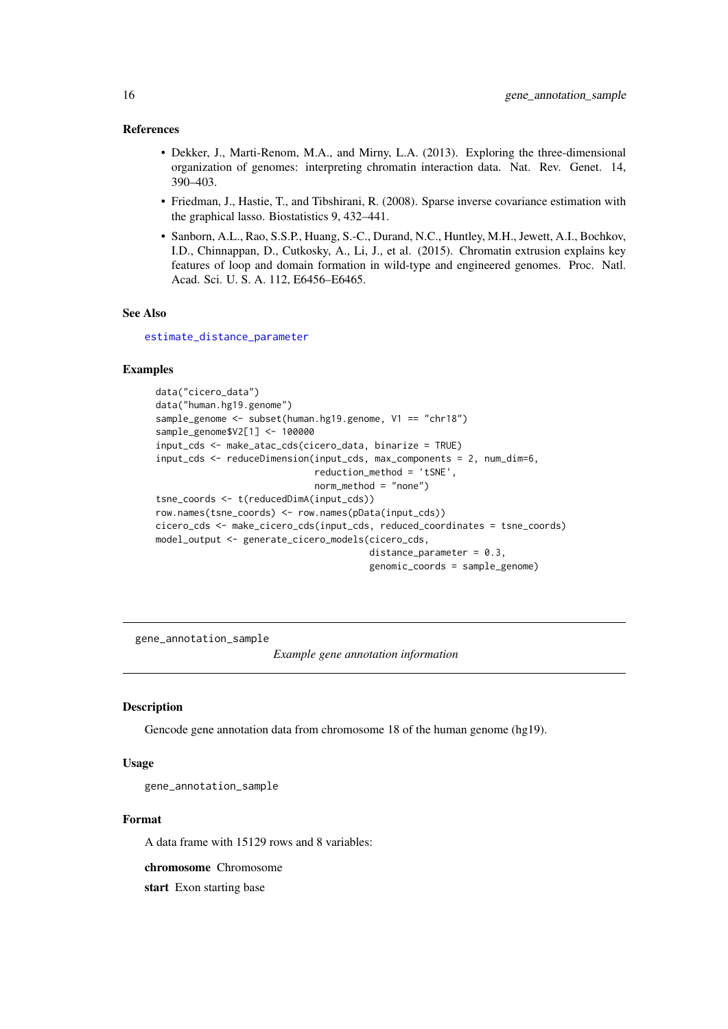### References

- Dekker, J., Marti-Renom, M.A., and Mirny, L.A. (2013). Exploring the three-dimensional organization of genomes: interpreting chromatin interaction data. Nat. Rev. Genet. 14, 390–403.
- Friedman, J., Hastie, T., and Tibshirani, R. (2008). Sparse inverse covariance estimation with the graphical lasso. Biostatistics 9, 432–441.
- Sanborn, A.L., Rao, S.S.P., Huang, S.-C., Durand, N.C., Huntley, M.H., Jewett, A.I., Bochkov, I.D., Chinnappan, D., Cutkosky, A., Li, J., et al. (2015). Chromatin extrusion explains key features of loop and domain formation in wild-type and engineered genomes. Proc. Natl. Acad. Sci. U. S. A. 112, E6456–E6465.

### See Also

estimate_distance_parameter

### Examples

```
data("cicero_data")
data("human.hg19.genome")
sample_genome <- subset(human.hg19.genome, V1 == "chr18")
sample_genome$V2[1] <- 100000
input_cds <- make_atac_cds(cicero_data, binarize = TRUE)
input_cds <- reduceDimension(input_cds, max_components = 2, num_dim=6,
                             reduction_method = 'tSNE',
                             norm_method = "none")
tsne_coords <- t(reducedDimA(input_cds))
row.names(tsne_coords) <- row.names(pData(input_cds))
cicero_cds <- make_cicero_cds(input_cds, reduced_coordinates = tsne_coords)
model_output <- generate_cicero_models(cicero_cds,
                                       distance_parameter = 0.3,
                                       genomic_coords = sample_genome)
```

---

## gene_annotation_sample

*Example gene annotation information*

### Description

Gencode gene annotation data from chromosome 18 of the human genome (hg19).

### Usage

```
gene_annotation_sample
```

### Format

A data frame with 15129 rows and 8 variables:

**chromosome** Chromosome

**start** Exon starting base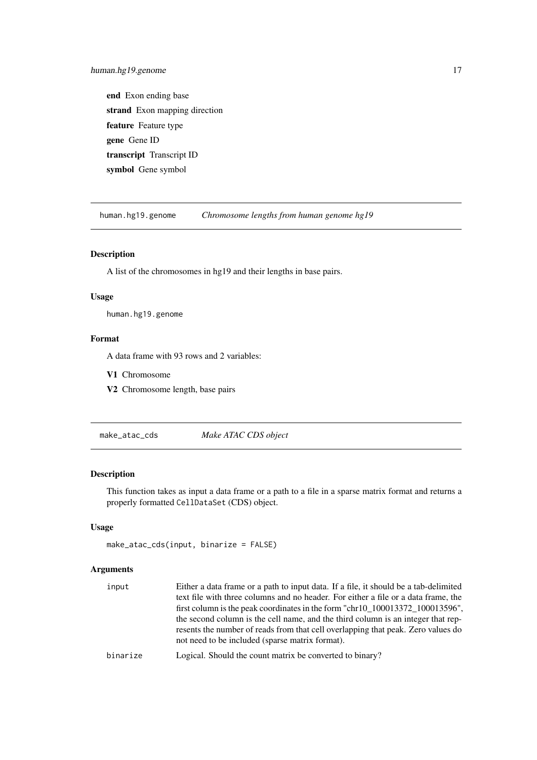**end** Exon ending base

**strand** Exon mapping direction

**feature** Feature type

**gene** Gene ID

**transcript** Transcript ID

**symbol** Gene symbol

## human.hg19.genome *Chromosome lengths from human genome hg19*

### Description

A list of the chromosomes in hg19 and their lengths in base pairs.

### Usage

```
human.hg19.genome
```

### Format

A data frame with 93 rows and 2 variables:

**V1** Chromosome

**V2** Chromosome length, base pairs

## make_atac_cds *Make ATAC CDS object*

### Description

This function takes as input a data frame or a path to a file in a sparse matrix format and returns a properly formatted `CellDataSet` (CDS) object.

### Usage

```
make_atac_cds(input, binarize = FALSE)
```

### Arguments

| | |
|---|---|
| `input` | Either a data frame or a path to input data. If a file, it should be a tab-delimited text file with three columns and no header. For either a file or a data frame, the first column is the peak coordinates in the form "chr10_100013372_100013596", the second column is the cell name, and the third column is an integer that represents the number of reads from that cell overlapping that peak. Zero values do not need to be included (sparse matrix format). |
| `binarize` | Logical. Should the count matrix be converted to binary? |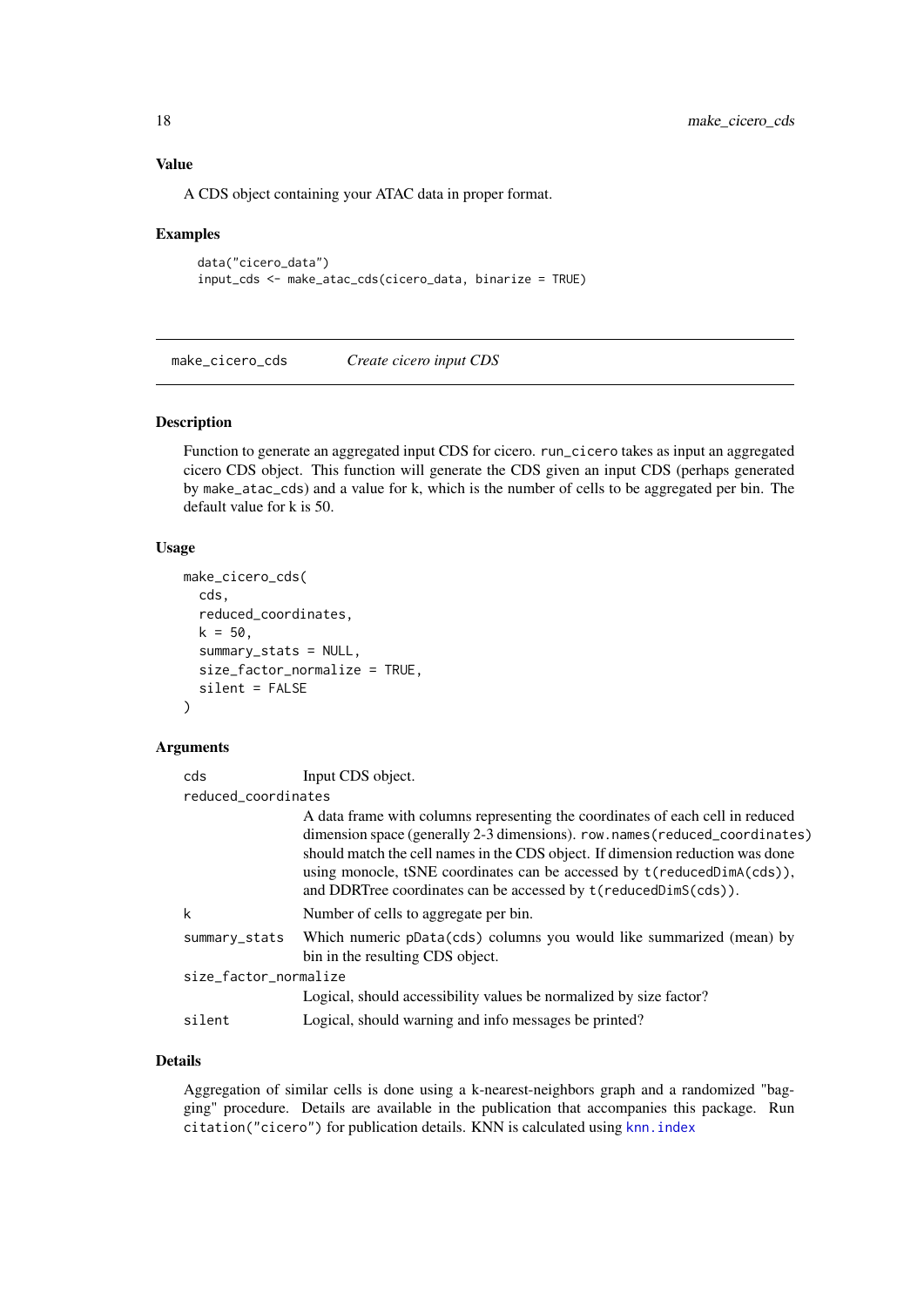### Value

A CDS object containing your ATAC data in proper format.

### Examples

```
data("cicero_data")
input_cds <- make_atac_cds(cicero_data, binarize = TRUE)
```

---

## make_cicero_cds *Create cicero input CDS*

---

### Description

Function to generate an aggregated input CDS for cicero. `run_cicero` takes as input an aggregated cicero CDS object. This function will generate the CDS given an input CDS (perhaps generated by `make_atac_cds`) and a value for k, which is the number of cells to be aggregated per bin. The default value for k is 50.

### Usage

```
make_cicero_cds(
  cds,
  reduced_coordinates,
  k = 50,
  summary_stats = NULL,
  size_factor_normalize = TRUE,
  silent = FALSE
)
```

### Arguments

| | |
|---|---|
| `cds` | Input CDS object. |
| `reduced_coordinates` | A data frame with columns representing the coordinates of each cell in reduced dimension space (generally 2-3 dimensions). `row.names(reduced_coordinates)` should match the cell names in the CDS object. If dimension reduction was done using monocle, tSNE coordinates can be accessed by `t(reducedDimA(cds))`, and DDRTree coordinates can be accessed by `t(reducedDimS(cds))`. |
| `k` | Number of cells to aggregate per bin. |
| `summary_stats` | Which numeric `pData(cds)` columns you would like summarized (mean) by bin in the resulting CDS object. |
| `size_factor_normalize` | Logical, should accessibility values be normalized by size factor? |
| `silent` | Logical, should warning and info messages be printed? |

### Details

Aggregation of similar cells is done using a k-nearest-neighbors graph and a randomized "bagging" procedure. Details are available in the publication that accompanies this package. Run `citation("cicero")` for publication details. KNN is calculated using `knn.index`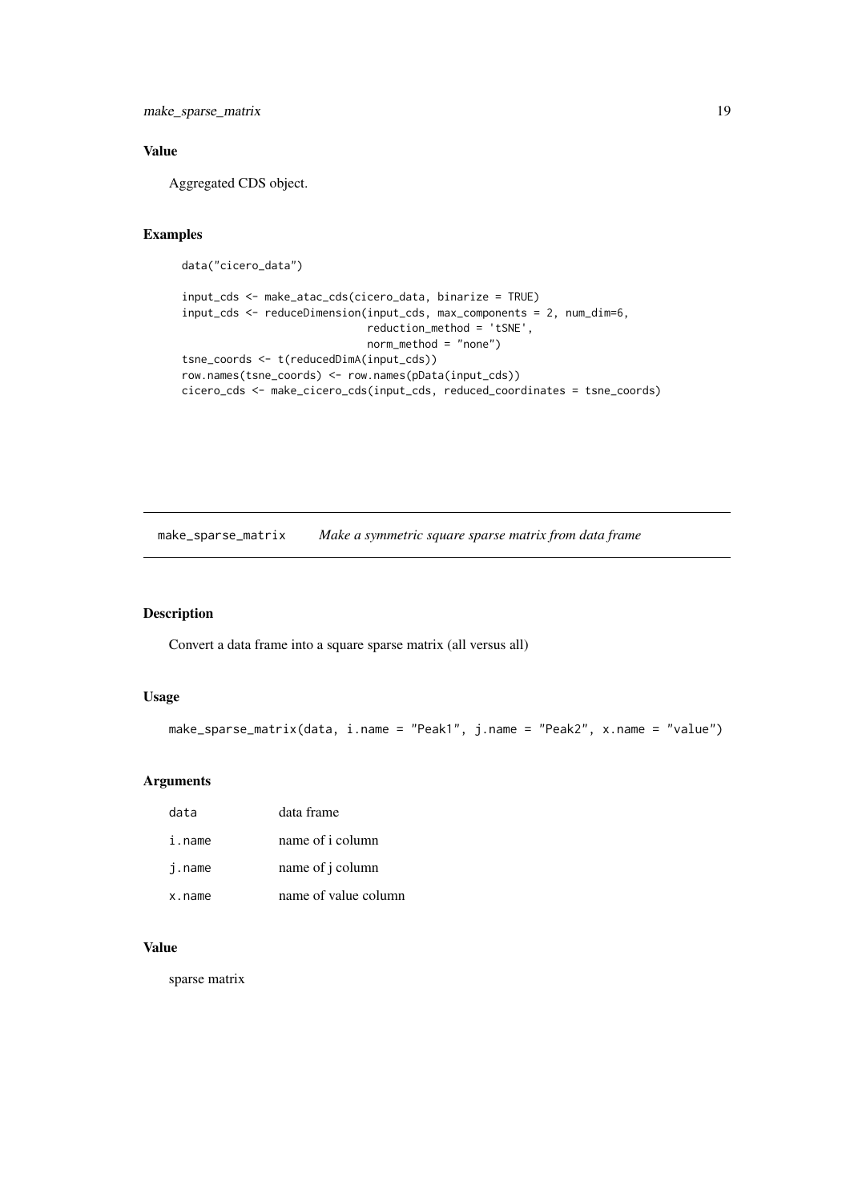### Value

Aggregated CDS object.

### Examples

```
data("cicero_data")

input_cds <- make_atac_cds(cicero_data, binarize = TRUE)
input_cds <- reduceDimension(input_cds, max_components = 2, num_dim=6,
                             reduction_method = 'tSNE',
                             norm_method = "none")
tsne_coords <- t(reducedDimA(input_cds))
row.names(tsne_coords) <- row.names(pData(input_cds))
cicero_cds <- make_cicero_cds(input_cds, reduced_coordinates = tsne_coords)
```

---

## make_sparse_matrix *Make a symmetric square sparse matrix from data frame*

### Description

Convert a data frame into a square sparse matrix (all versus all)

### Usage

```
make_sparse_matrix(data, i.name = "Peak1", j.name = "Peak2", x.name = "value")
```

### Arguments

| | |
|---|---|
| data | data frame |
| i.name | name of i column |
| j.name | name of j column |
| x.name | name of value column |

### Value

sparse matrix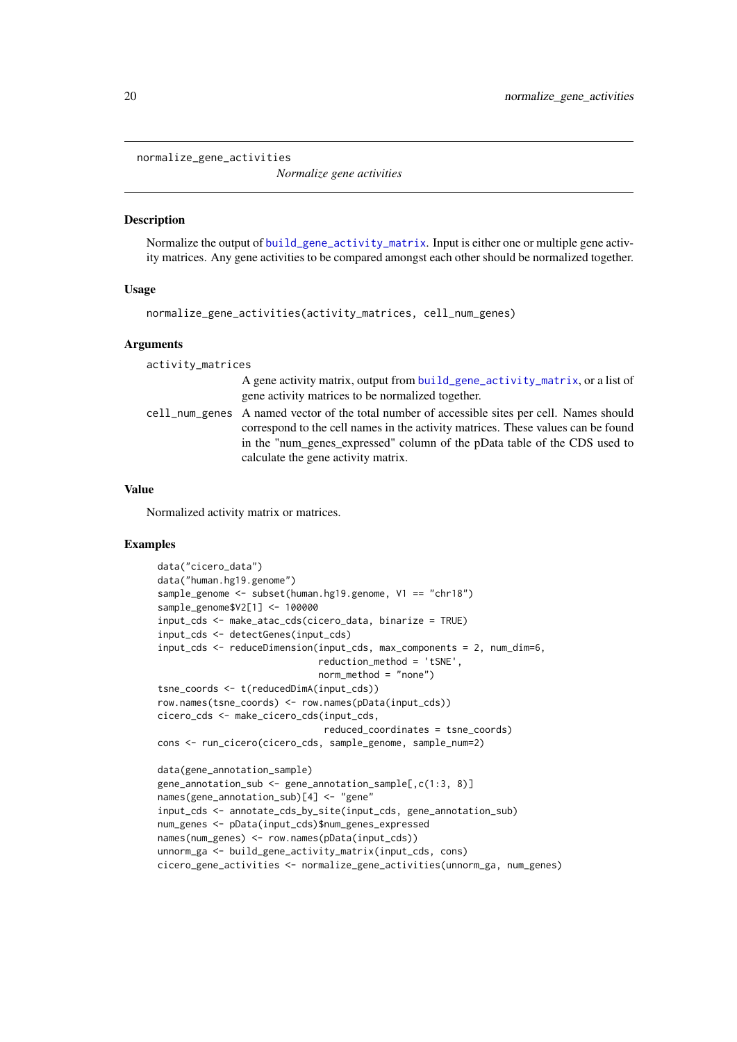# normalize_gene_activities

*Normalize gene activities*

## Description

Normalize the output of build_gene_activity_matrix. Input is either one or multiple gene activity matrices. Any gene activities to be compared amongst each other should be normalized together.

## Usage

```
normalize_gene_activities(activity_matrices, cell_num_genes)
```

## Arguments

activity_matrices
: A gene activity matrix, output from build_gene_activity_matrix, or a list of gene activity matrices to be normalized together.

cell_num_genes
: A named vector of the total number of accessible sites per cell. Names should correspond to the cell names in the activity matrices. These values can be found in the "num_genes_expressed" column of the pData table of the CDS used to calculate the gene activity matrix.

## Value

Normalized activity matrix or matrices.

## Examples

```
data("cicero_data")
data("human.hg19.genome")
sample_genome <- subset(human.hg19.genome, V1 == "chr18")
sample_genome$V2[1] <- 100000
input_cds <- make_atac_cds(cicero_data, binarize = TRUE)
input_cds <- detectGenes(input_cds)
input_cds <- reduceDimension(input_cds, max_components = 2, num_dim=6,
                             reduction_method = 'tSNE',
                             norm_method = "none")
tsne_coords <- t(reducedDimA(input_cds))
row.names(tsne_coords) <- row.names(pData(input_cds))
cicero_cds <- make_cicero_cds(input_cds,
                              reduced_coordinates = tsne_coords)
cons <- run_cicero(cicero_cds, sample_genome, sample_num=2)

data(gene_annotation_sample)
gene_annotation_sub <- gene_annotation_sample[,c(1:3, 8)]
names(gene_annotation_sub)[4] <- "gene"
input_cds <- annotate_cds_by_site(input_cds, gene_annotation_sub)
num_genes <- pData(input_cds)$num_genes_expressed
names(num_genes) <- row.names(pData(input_cds))
unnorm_ga <- build_gene_activity_matrix(input_cds, cons)
cicero_gene_activities <- normalize_gene_activities(unnorm_ga, num_genes)
```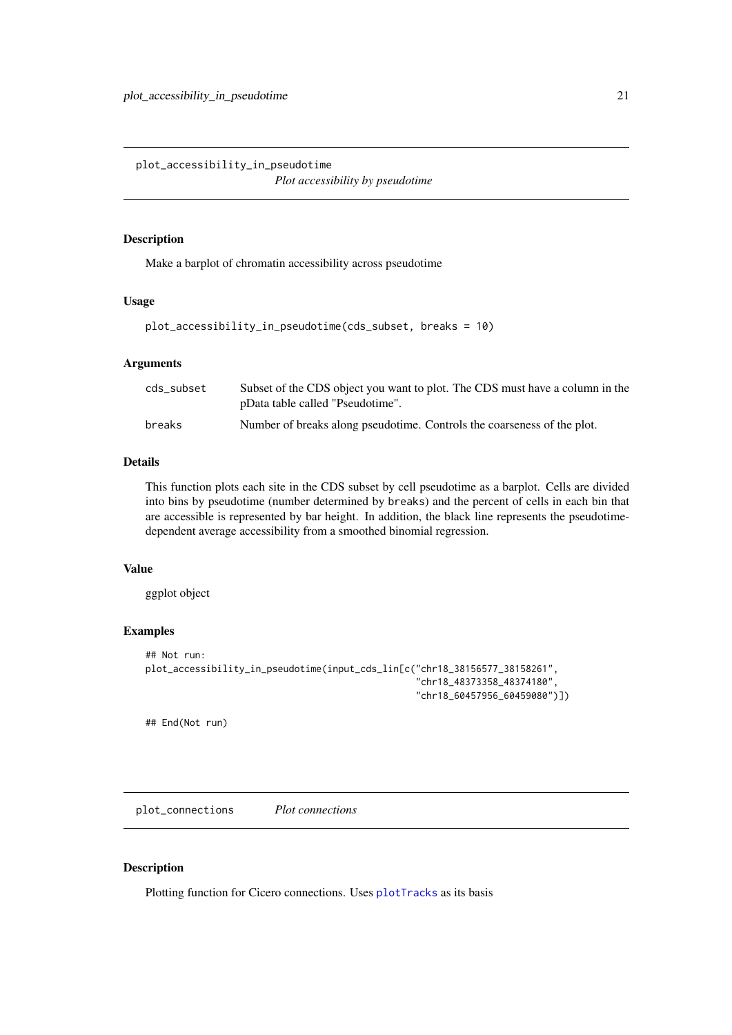## plot_accessibility_in_pseudotime

*Plot accessibility by pseudotime*

### Description

Make a barplot of chromatin accessibility across pseudotime

### Usage

```
plot_accessibility_in_pseudotime(cds_subset, breaks = 10)
```

### Arguments

| | |
|---|---|
| cds_subset | Subset of the CDS object you want to plot. The CDS must have a column in the pData table called "Pseudotime". |
| breaks | Number of breaks along pseudotime. Controls the coarseness of the plot. |

### Details

This function plots each site in the CDS subset by cell pseudotime as a barplot. Cells are divided into bins by pseudotime (number determined by `breaks`) and the percent of cells in each bin that are accessible is represented by bar height. In addition, the black line represents the pseudotime-dependent average accessibility from a smoothed binomial regression.

### Value

ggplot object

### Examples

```
## Not run:
plot_accessibility_in_pseudotime(input_cds_lin[c("chr18_38156577_38158261",
                                                 "chr18_48373358_48374180",
                                                 "chr18_60457956_60459080")])

## End(Not run)
```

## plot_connections

*Plot connections*

### Description

Plotting function for Cicero connections. Uses plotTracks as its basis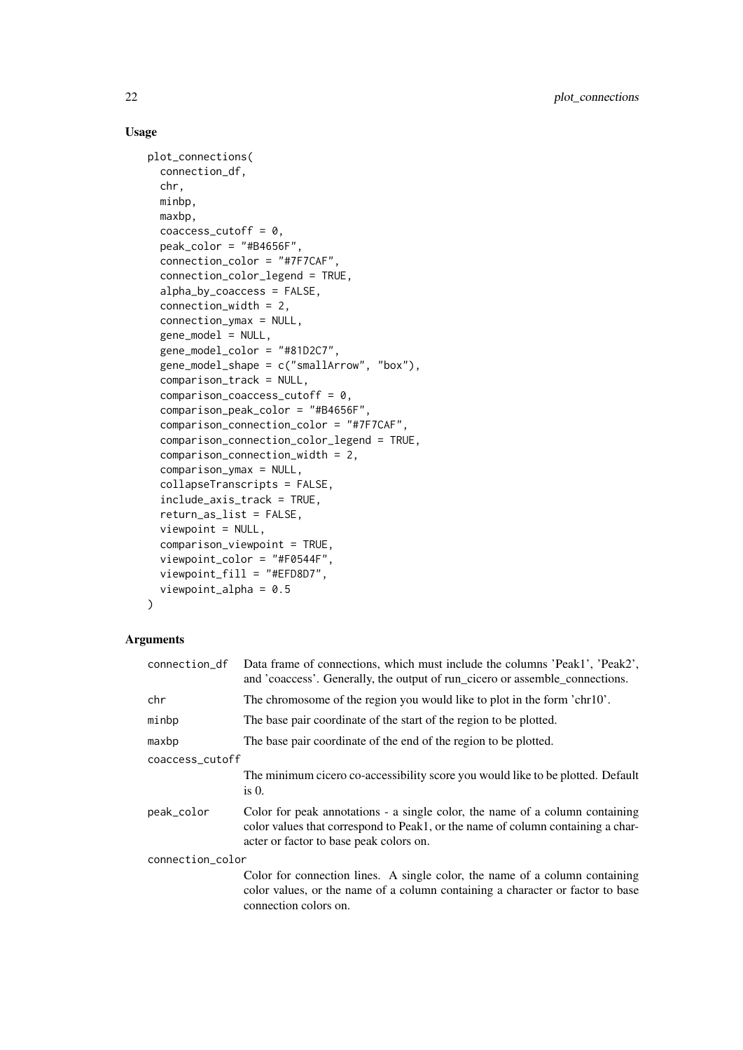## Usage

```
plot_connections(
  connection_df,
  chr,
  minbp,
  maxbp,
  coaccess_cutoff = 0,
  peak_color = "#B4656F",
  connection_color = "#7F7CAF",
  connection_color_legend = TRUE,
  alpha_by_coaccess = FALSE,
  connection_width = 2,
  connection_ymax = NULL,
  gene_model = NULL,
  gene_model_color = "#81D2C7",
  gene_model_shape = c("smallArrow", "box"),
  comparison_track = NULL,
  comparison_coaccess_cutoff = 0,
  comparison_peak_color = "#B4656F",
  comparison_connection_color = "#7F7CAF",
  comparison_connection_color_legend = TRUE,
  comparison_connection_width = 2,
  comparison_ymax = NULL,
  collapseTranscripts = FALSE,
  include_axis_track = TRUE,
  return_as_list = FALSE,
  viewpoint = NULL,
  comparison_viewpoint = TRUE,
  viewpoint_color = "#F0544F",
  viewpoint_fill = "#EFD8D7",
  viewpoint_alpha = 0.5
)
```

## Arguments

| Argument | Description |
|---|---|
| connection_df | Data frame of connections, which must include the columns 'Peak1', 'Peak2', and 'coaccess'. Generally, the output of run_cicero or assemble_connections. |
| chr | The chromosome of the region you would like to plot in the form 'chr10'. |
| minbp | The base pair coordinate of the start of the region to be plotted. |
| maxbp | The base pair coordinate of the end of the region to be plotted. |
| coaccess_cutoff | The minimum cicero co-accessibility score you would like to be plotted. Default is 0. |
| peak_color | Color for peak annotations - a single color, the name of a column containing color values that correspond to Peak1, or the name of column containing a character or factor to base peak colors on. |
| connection_color | Color for connection lines. A single color, the name of a column containing color values, or the name of a column containing a character or factor to base connection colors on. |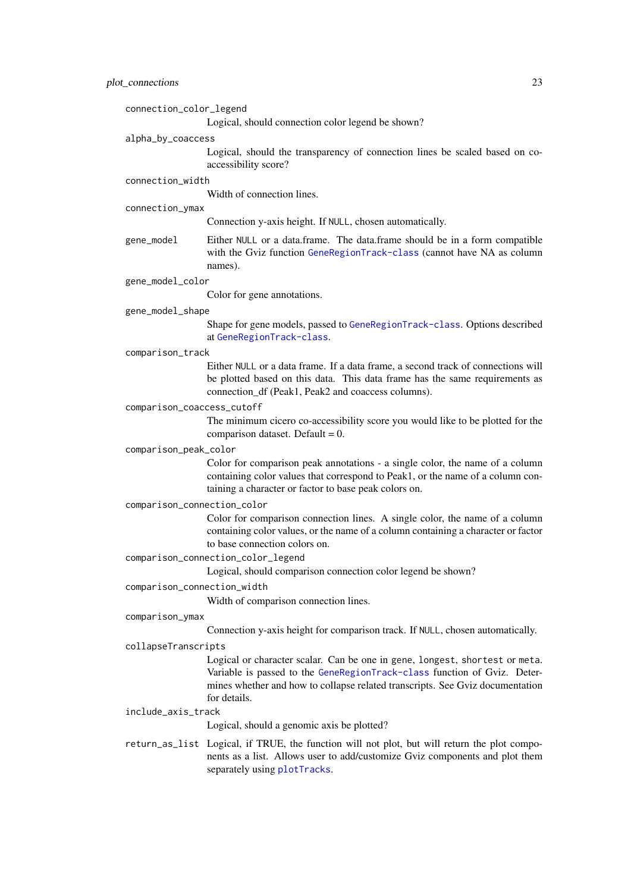`connection_color_legend`
: Logical, should connection color legend be shown?

`alpha_by_coaccess`
: Logical, should the transparency of connection lines be scaled based on co-accessibility score?

`connection_width`
: Width of connection lines.

`connection_ymax`
: Connection y-axis height. If `NULL`, chosen automatically.

`gene_model`
: Either `NULL` or a data.frame. The data.frame should be in a form compatible with the Gviz function `GeneRegionTrack-class` (cannot have NA as column names).

`gene_model_color`
: Color for gene annotations.

`gene_model_shape`
: Shape for gene models, passed to `GeneRegionTrack-class`. Options described at `GeneRegionTrack-class`.

`comparison_track`
: Either `NULL` or a data frame. If a data frame, a second track of connections will be plotted based on this data. This data frame has the same requirements as connection_df (Peak1, Peak2 and coaccess columns).

`comparison_coaccess_cutoff`
: The minimum cicero co-accessibility score you would like to be plotted for the comparison dataset. Default = 0.

`comparison_peak_color`
: Color for comparison peak annotations - a single color, the name of a column containing color values that correspond to Peak1, or the name of a column containing a character or factor to base peak colors on.

`comparison_connection_color`
: Color for comparison connection lines. A single color, the name of a column containing color values, or the name of a column containing a character or factor to base connection colors on.

`comparison_connection_color_legend`
: Logical, should comparison connection color legend be shown?

`comparison_connection_width`
: Width of comparison connection lines.

`comparison_ymax`
: Connection y-axis height for comparison track. If `NULL`, chosen automatically.

`collapseTranscripts`
: Logical or character scalar. Can be one in `gene`, `longest`, `shortest` or `meta`. Variable is passed to the `GeneRegionTrack-class` function of Gviz. Determines whether and how to collapse related transcripts. See Gviz documentation for details.

`include_axis_track`
: Logical, should a genomic axis be plotted?

`return_as_list`
: Logical, if TRUE, the function will not plot, but will return the plot components as a list. Allows user to add/customize Gviz components and plot them separately using `plotTracks`.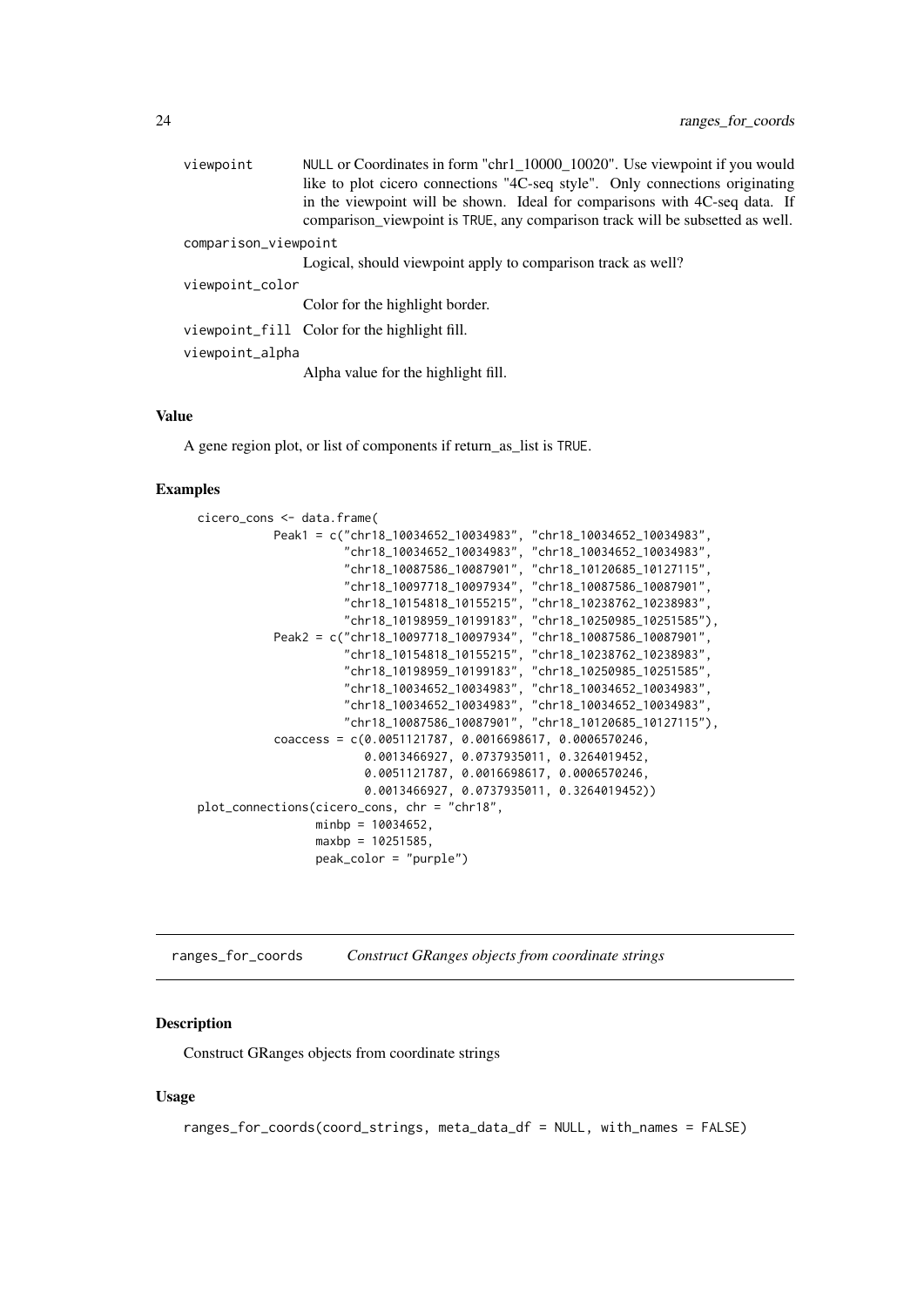`viewpoint` NULL or Coordinates in form "chr1_10000_10020". Use viewpoint if you would like to plot cicero connections "4C-seq style". Only connections originating in the viewpoint will be shown. Ideal for comparisons with 4C-seq data. If comparison_viewpoint is TRUE, any comparison track will be subsetted as well.

`comparison_viewpoint`
Logical, should viewpoint apply to comparison track as well?

`viewpoint_color`
Color for the highlight border.

`viewpoint_fill` Color for the highlight fill.

`viewpoint_alpha`
Alpha value for the highlight fill.

### Value

A gene region plot, or list of components if return_as_list is TRUE.

### Examples

```
cicero_cons <- data.frame(
         Peak1 = c("chr18_10034652_10034983", "chr18_10034652_10034983",
                   "chr18_10034652_10034983", "chr18_10034652_10034983",
                   "chr18_10087586_10087901", "chr18_10120685_10127115",
                   "chr18_10097718_10097934", "chr18_10087586_10087901",
                   "chr18_10154818_10155215", "chr18_10238762_10238983",
                   "chr18_10198959_10199183", "chr18_10250985_10251585"),
         Peak2 = c("chr18_10097718_10097934", "chr18_10087586_10087901",
                   "chr18_10154818_10155215", "chr18_10238762_10238983",
                   "chr18_10198959_10199183", "chr18_10250985_10251585",
                   "chr18_10034652_10034983", "chr18_10034652_10034983",
                   "chr18_10034652_10034983", "chr18_10034652_10034983",
                   "chr18_10087586_10087901", "chr18_10120685_10127115"),
         coaccess = c(0.0051121787, 0.0016698617, 0.0006570246,
                      0.0013466927, 0.0737935011, 0.3264019452,
                      0.0051121787, 0.0016698617, 0.0006570246,
                      0.0013466927, 0.0737935011, 0.3264019452))
plot_connections(cicero_cons, chr = "chr18",
                 minbp = 10034652,
                 maxbp = 10251585,
                 peak_color = "purple")
```

## ranges_for_coords *Construct GRanges objects from coordinate strings*

### Description

Construct GRanges objects from coordinate strings

### Usage

```
ranges_for_coords(coord_strings, meta_data_df = NULL, with_names = FALSE)
```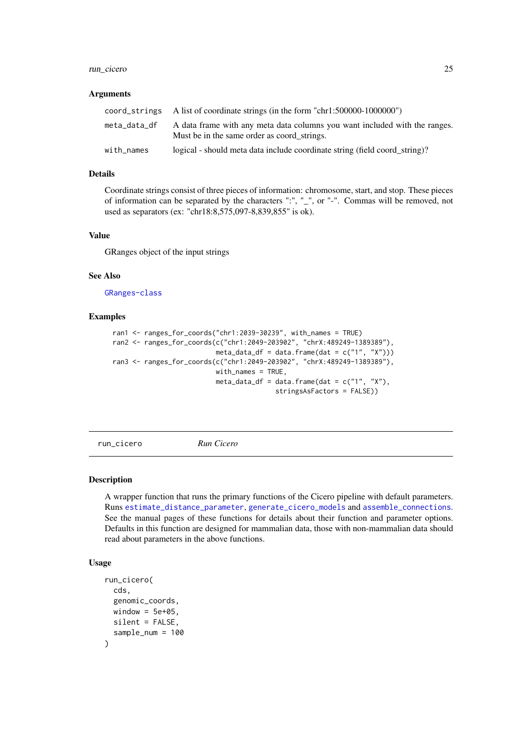### Arguments

| | |
|---|---|
| `coord_strings` | A list of coordinate strings (in the form "chr1:500000-1000000") |
| `meta_data_df` | A data frame with any meta data columns you want included with the ranges. Must be in the same order as coord_strings. |
| `with_names` | logical - should meta data include coordinate string (field coord_string)? |

### Details

Coordinate strings consist of three pieces of information: chromosome, start, and stop. These pieces of information can be separated by the characters ":", "_", or "-". Commas will be removed, not used as separators (ex: "chr18:8,575,097-8,839,855" is ok).

### Value

GRanges object of the input strings

### See Also

GRanges-class

### Examples

```
ran1 <- ranges_for_coords("chr1:2039-30239", with_names = TRUE)
ran2 <- ranges_for_coords(c("chr1:2049-203902", "chrX:489249-1389389"),
                          meta_data_df = data.frame(dat = c("1", "X")))
ran3 <- ranges_for_coords(c("chr1:2049-203902", "chrX:489249-1389389"),
                          with_names = TRUE,
                          meta_data_df = data.frame(dat = c("1", "X"),
                                         stringsAsFactors = FALSE))
```

---

## run_cicero — *Run Cicero*

### Description

A wrapper function that runs the primary functions of the Cicero pipeline with default parameters. Runs estimate_distance_parameter, generate_cicero_models and assemble_connections. See the manual pages of these functions for details about their function and parameter options. Defaults in this function are designed for mammalian data, those with non-mammalian data should read about parameters in the above functions.

### Usage

```
run_cicero(
  cds,
  genomic_coords,
  window = 5e+05,
  silent = FALSE,
  sample_num = 100
)
```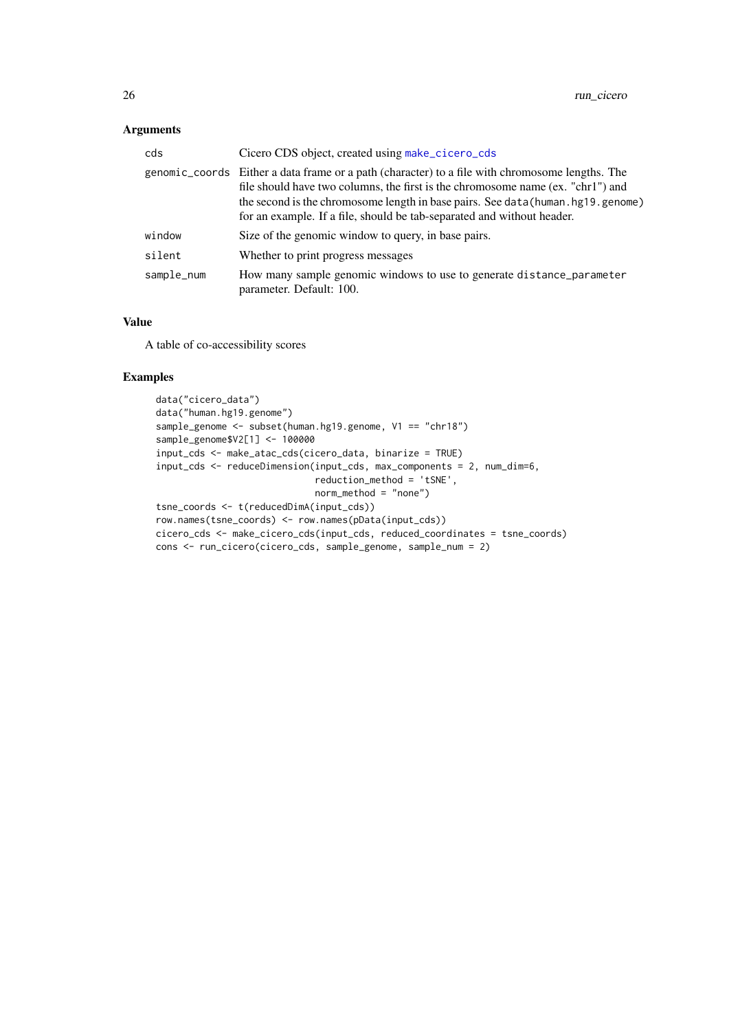### Arguments

| | |
|---|---|
| cds | Cicero CDS object, created using `make_cicero_cds` |
| genomic_coords | Either a data frame or a path (character) to a file with chromosome lengths. The file should have two columns, the first is the chromosome name (ex. "chr1") and the second is the chromosome length in base pairs. See `data(human.hg19.genome)` for an example. If a file, should be tab-separated and without header. |
| window | Size of the genomic window to query, in base pairs. |
| silent | Whether to print progress messages |
| sample_num | How many sample genomic windows to use to generate `distance_parameter` parameter. Default: 100. |

### Value

A table of co-accessibility scores

### Examples

```
data("cicero_data")
data("human.hg19.genome")
sample_genome <- subset(human.hg19.genome, V1 == "chr18")
sample_genome$V2[1] <- 100000
input_cds <- make_atac_cds(cicero_data, binarize = TRUE)
input_cds <- reduceDimension(input_cds, max_components = 2, num_dim=6,
                             reduction_method = 'tSNE',
                             norm_method = "none")
tsne_coords <- t(reducedDimA(input_cds))
row.names(tsne_coords) <- row.names(pData(input_cds))
cicero_cds <- make_cicero_cds(input_cds, reduced_coordinates = tsne_coords)
cons <- run_cicero(cicero_cds, sample_genome, sample_num = 2)
```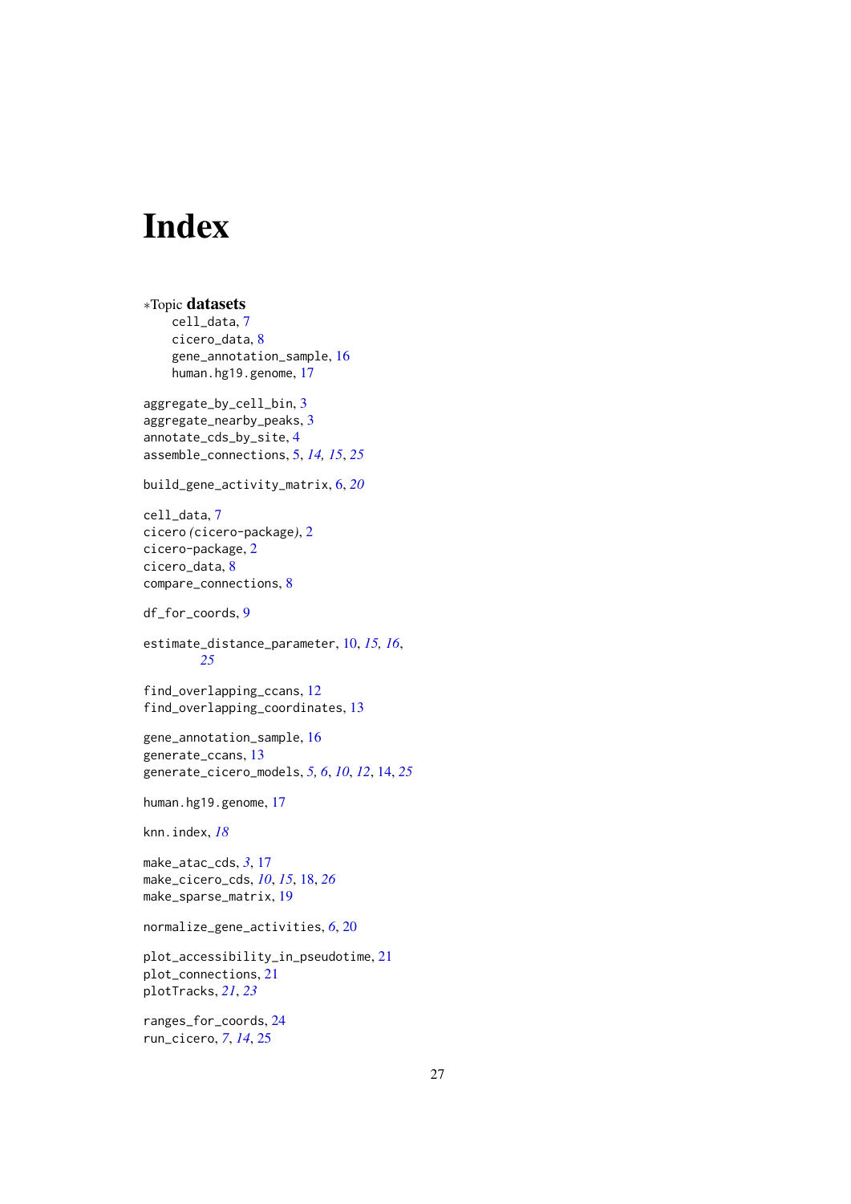# Index

*Topic **datasets**

cell_data, 7
cicero_data, 8
gene_annotation_sample, 16
human.hg19.genome, 17

aggregate_by_cell_bin, 3
aggregate_nearby_peaks, 3
annotate_cds_by_site, 4
assemble_connections, 5, *14, 15*, *25*

build_gene_activity_matrix, 6, *20*

cell_data, 7
cicero *(cicero-package)*, 2
cicero-package, 2
cicero_data, 8
compare_connections, 8

df_for_coords, 9

estimate_distance_parameter, 10, *15, 16*, *25*

find_overlapping_ccans, 12
find_overlapping_coordinates, 13

gene_annotation_sample, 16
generate_ccans, 13
generate_cicero_models, *5, 6*, *10*, *12*, 14, *25*

human.hg19.genome, 17

knn.index, *18*

make_atac_cds, *3*, 17
make_cicero_cds, *10*, *15*, 18, *26*
make_sparse_matrix, 19

normalize_gene_activities, *6*, 20

plot_accessibility_in_pseudotime, 21
plot_connections, 21
plotTracks, *21*, *23*

ranges_for_coords, 24
run_cicero, *7*, *14*, 25